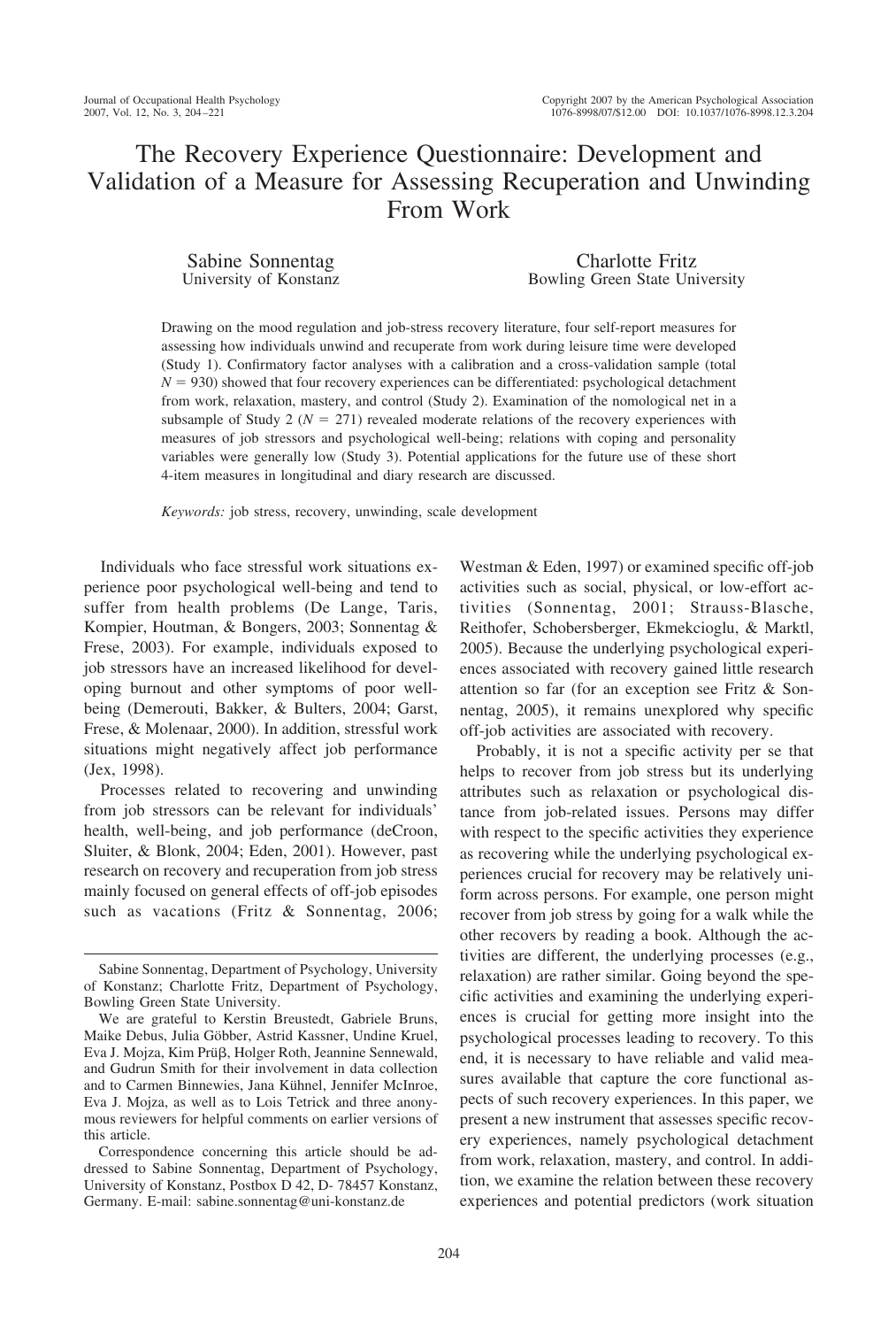# The Recovery Experience Questionnaire: Development and Validation of a Measure for Assessing Recuperation and Unwinding From Work

Sabine Sonnentag
University of Konstanz

Charlotte Fritz
Bowling Green State University

Drawing on the mood regulation and job-stress recovery literature, four self-report measures for assessing how individuals unwind and recuperate from work during leisure time were developed (Study 1). Confirmatory factor analyses with a calibration and a cross-validation sample (total $N = 930$) showed that four recovery experiences can be differentiated: psychological detachment from work, relaxation, mastery, and control (Study 2). Examination of the nomological net in a subsample of Study 2 ($N = 271$) revealed moderate relations of the recovery experiences with measures of job stressors and psychological well-being; relations with coping and personality variables were generally low (Study 3). Potential applications for the future use of these short 4-item measures in longitudinal and diary research are discussed.

*Keywords:* job stress, recovery, unwinding, scale development

Individuals who face stressful work situations experience poor psychological well-being and tend to suffer from health problems (De Lange, Taris, Kompier, Houtman, & Bongers, 2003; Sonnentag & Frese, 2003). For example, individuals exposed to job stressors have an increased likelihood for developing burnout and other symptoms of poor well-being (Demerouti, Bakker, & Bulters, 2004; Garst, Frese, & Molenaar, 2000). In addition, stressful work situations might negatively affect job performance (Jex, 1998).

Processes related to recovering and unwinding from job stressors can be relevant for individuals' health, well-being, and job performance (deCroon, Sluiter, & Blonk, 2004; Eden, 2001). However, past research on recovery and recuperation from job stress mainly focused on general effects of off-job episodes such as vacations (Fritz & Sonnentag, 2006; Westman & Eden, 1997) or examined specific off-job activities such as social, physical, or low-effort activities (Sonnentag, 2001; Strauss-Blasche, Reithofer, Schobersberger, Ekmekcioglu, & Marktl, 2005). Because the underlying psychological experiences associated with recovery gained little research attention so far (for an exception see Fritz & Sonnentag, 2005), it remains unexplored why specific off-job activities are associated with recovery.

Probably, it is not a specific activity per se that helps to recover from job stress but its underlying attributes such as relaxation or psychological distance from job-related issues. Persons may differ with respect to the specific activities they experience as recovering while the underlying psychological experiences crucial for recovery may be relatively uniform across persons. For example, one person might recover from job stress by going for a walk while the other recovers by reading a book. Although the activities are different, the underlying processes (e.g., relaxation) are rather similar. Going beyond the specific activities and examining the underlying experiences is crucial for getting more insight into the psychological processes leading to recovery. To this end, it is necessary to have reliable and valid measures available that capture the core functional aspects of such recovery experiences. In this paper, we present a new instrument that assesses specific recovery experiences, namely psychological detachment from work, relaxation, mastery, and control. In addition, we examine the relation between these recovery experiences and potential predictors (work situation

---

Sabine Sonnentag, Department of Psychology, University of Konstanz; Charlotte Fritz, Department of Psychology, Bowling Green State University.

We are grateful to Kerstin Breustedt, Gabriele Bruns, Maike Debus, Julia Göbber, Astrid Kassner, Undine Kruel, Eva J. Mojza, Kim Prüβ, Holger Roth, Jeannine Sennewald, and Gudrun Smith for their involvement in data collection and to Carmen Binnewies, Jana Kühnel, Jennifer McInroe, Eva J. Mojza, as well as to Lois Tetrick and three anonymous reviewers for helpful comments on earlier versions of this article.

Correspondence concerning this article should be addressed to Sabine Sonnentag, Department of Psychology, University of Konstanz, Postbox D 42, D- 78457 Konstanz, Germany. E-mail: sabine.sonnentag@uni-konstanz.de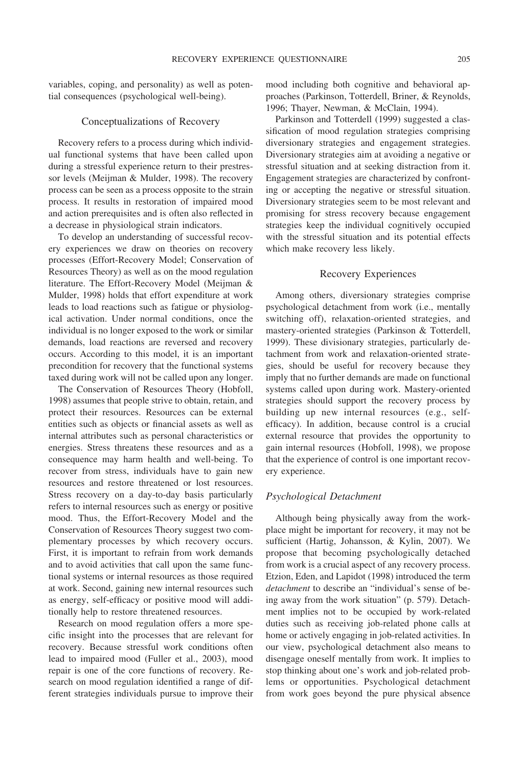variables, coping, and personality) as well as potential consequences (psychological well-being).

## Conceptualizations of Recovery

Recovery refers to a process during which individual functional systems that have been called upon during a stressful experience return to their prestressor levels (Meijman & Mulder, 1998). The recovery process can be seen as a process opposite to the strain process. It results in restoration of impaired mood and action prerequisites and is often also reflected in a decrease in physiological strain indicators.

To develop an understanding of successful recovery experiences we draw on theories on recovery processes (Effort-Recovery Model; Conservation of Resources Theory) as well as on the mood regulation literature. The Effort-Recovery Model (Meijman & Mulder, 1998) holds that effort expenditure at work leads to load reactions such as fatigue or physiological activation. Under normal conditions, once the individual is no longer exposed to the work or similar demands, load reactions are reversed and recovery occurs. According to this model, it is an important precondition for recovery that the functional systems taxed during work will not be called upon any longer.

The Conservation of Resources Theory (Hobfoll, 1998) assumes that people strive to obtain, retain, and protect their resources. Resources can be external entities such as objects or financial assets as well as internal attributes such as personal characteristics or energies. Stress threatens these resources and as a consequence may harm health and well-being. To recover from stress, individuals have to gain new resources and restore threatened or lost resources. Stress recovery on a day-to-day basis particularly refers to internal resources such as energy or positive mood. Thus, the Effort-Recovery Model and the Conservation of Resources Theory suggest two complementary processes by which recovery occurs. First, it is important to refrain from work demands and to avoid activities that call upon the same functional systems or internal resources as those required at work. Second, gaining new internal resources such as energy, self-efficacy or positive mood will additionally help to restore threatened resources.

Research on mood regulation offers a more specific insight into the processes that are relevant for recovery. Because stressful work conditions often lead to impaired mood (Fuller et al., 2003), mood repair is one of the core functions of recovery. Research on mood regulation identified a range of different strategies individuals pursue to improve their mood including both cognitive and behavioral approaches (Parkinson, Totterdell, Briner, & Reynolds, 1996; Thayer, Newman, & McClain, 1994).

Parkinson and Totterdell (1999) suggested a classification of mood regulation strategies comprising diversionary strategies and engagement strategies. Diversionary strategies aim at avoiding a negative or stressful situation and at seeking distraction from it. Engagement strategies are characterized by confronting or accepting the negative or stressful situation. Diversionary strategies seem to be most relevant and promising for stress recovery because engagement strategies keep the individual cognitively occupied with the stressful situation and its potential effects which make recovery less likely.

## Recovery Experiences

Among others, diversionary strategies comprise psychological detachment from work (i.e., mentally switching off), relaxation-oriented strategies, and mastery-oriented strategies (Parkinson & Totterdell, 1999). These divisionary strategies, particularly detachment from work and relaxation-oriented strategies, should be useful for recovery because they imply that no further demands are made on functional systems called upon during work. Mastery-oriented strategies should support the recovery process by building up new internal resources (e.g., self-efficacy). In addition, because control is a crucial external resource that provides the opportunity to gain internal resources (Hobfoll, 1998), we propose that the experience of control is one important recovery experience.

### *Psychological Detachment*

Although being physically away from the workplace might be important for recovery, it may not be sufficient (Hartig, Johansson, & Kylin, 2007). We propose that becoming psychologically detached from work is a crucial aspect of any recovery process. Etzion, Eden, and Lapidot (1998) introduced the term *detachment* to describe an "individual's sense of being away from the work situation" (p. 579). Detachment implies not to be occupied by work-related duties such as receiving job-related phone calls at home or actively engaging in job-related activities. In our view, psychological detachment also means to disengage oneself mentally from work. It implies to stop thinking about one's work and job-related problems or opportunities. Psychological detachment from work goes beyond the pure physical absence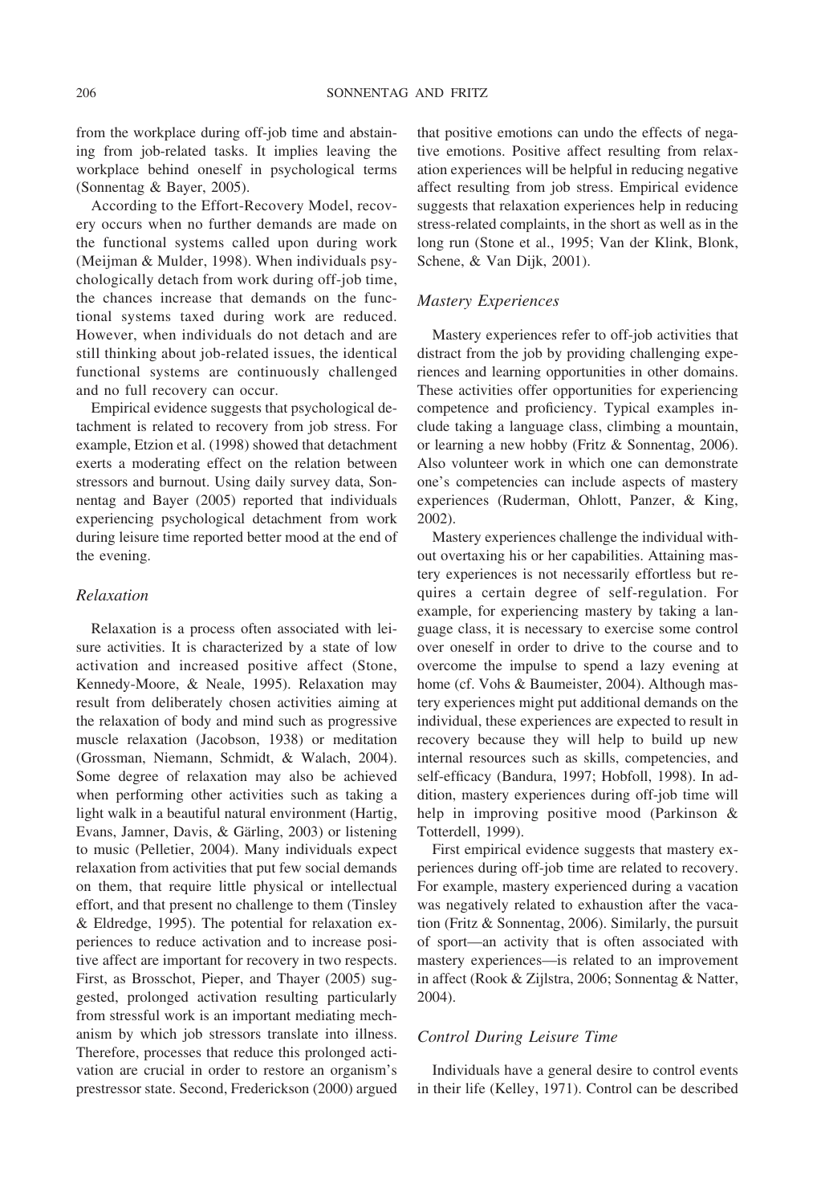from the workplace during off-job time and abstaining from job-related tasks. It implies leaving the workplace behind oneself in psychological terms (Sonnentag & Bayer, 2005).

According to the Effort-Recovery Model, recovery occurs when no further demands are made on the functional systems called upon during work (Meijman & Mulder, 1998). When individuals psychologically detach from work during off-job time, the chances increase that demands on the functional systems taxed during work are reduced. However, when individuals do not detach and are still thinking about job-related issues, the identical functional systems are continuously challenged and no full recovery can occur.

Empirical evidence suggests that psychological detachment is related to recovery from job stress. For example, Etzion et al. (1998) showed that detachment exerts a moderating effect on the relation between stressors and burnout. Using daily survey data, Sonnentag and Bayer (2005) reported that individuals experiencing psychological detachment from work during leisure time reported better mood at the end of the evening.

### *Relaxation*

Relaxation is a process often associated with leisure activities. It is characterized by a state of low activation and increased positive affect (Stone, Kennedy-Moore, & Neale, 1995). Relaxation may result from deliberately chosen activities aiming at the relaxation of body and mind such as progressive muscle relaxation (Jacobson, 1938) or meditation (Grossman, Niemann, Schmidt, & Walach, 2004). Some degree of relaxation may also be achieved when performing other activities such as taking a light walk in a beautiful natural environment (Hartig, Evans, Jamner, Davis, & Gärling, 2003) or listening to music (Pelletier, 2004). Many individuals expect relaxation from activities that put few social demands on them, that require little physical or intellectual effort, and that present no challenge to them (Tinsley & Eldredge, 1995). The potential for relaxation experiences to reduce activation and to increase positive affect are important for recovery in two respects. First, as Brosschot, Pieper, and Thayer (2005) suggested, prolonged activation resulting particularly from stressful work is an important mediating mechanism by which job stressors translate into illness. Therefore, processes that reduce this prolonged activation are crucial in order to restore an organism's prestressor state. Second, Frederickson (2000) argued that positive emotions can undo the effects of negative emotions. Positive affect resulting from relaxation experiences will be helpful in reducing negative affect resulting from job stress. Empirical evidence suggests that relaxation experiences help in reducing stress-related complaints, in the short as well as in the long run (Stone et al., 1995; Van der Klink, Blonk, Schene, & Van Dijk, 2001).

### *Mastery Experiences*

Mastery experiences refer to off-job activities that distract from the job by providing challenging experiences and learning opportunities in other domains. These activities offer opportunities for experiencing competence and proficiency. Typical examples include taking a language class, climbing a mountain, or learning a new hobby (Fritz & Sonnentag, 2006). Also volunteer work in which one can demonstrate one's competencies can include aspects of mastery experiences (Ruderman, Ohlott, Panzer, & King, 2002).

Mastery experiences challenge the individual without overtaxing his or her capabilities. Attaining mastery experiences is not necessarily effortless but requires a certain degree of self-regulation. For example, for experiencing mastery by taking a language class, it is necessary to exercise some control over oneself in order to drive to the course and to overcome the impulse to spend a lazy evening at home (cf. Vohs & Baumeister, 2004). Although mastery experiences might put additional demands on the individual, these experiences are expected to result in recovery because they will help to build up new internal resources such as skills, competencies, and self-efficacy (Bandura, 1997; Hobfoll, 1998). In addition, mastery experiences during off-job time will help in improving positive mood (Parkinson & Totterdell, 1999).

First empirical evidence suggests that mastery experiences during off-job time are related to recovery. For example, mastery experienced during a vacation was negatively related to exhaustion after the vacation (Fritz & Sonnentag, 2006). Similarly, the pursuit of sport—an activity that is often associated with mastery experiences—is related to an improvement in affect (Rook & Zijlstra, 2006; Sonnentag & Natter, 2004).

### *Control During Leisure Time*

Individuals have a general desire to control events in their life (Kelley, 1971). Control can be described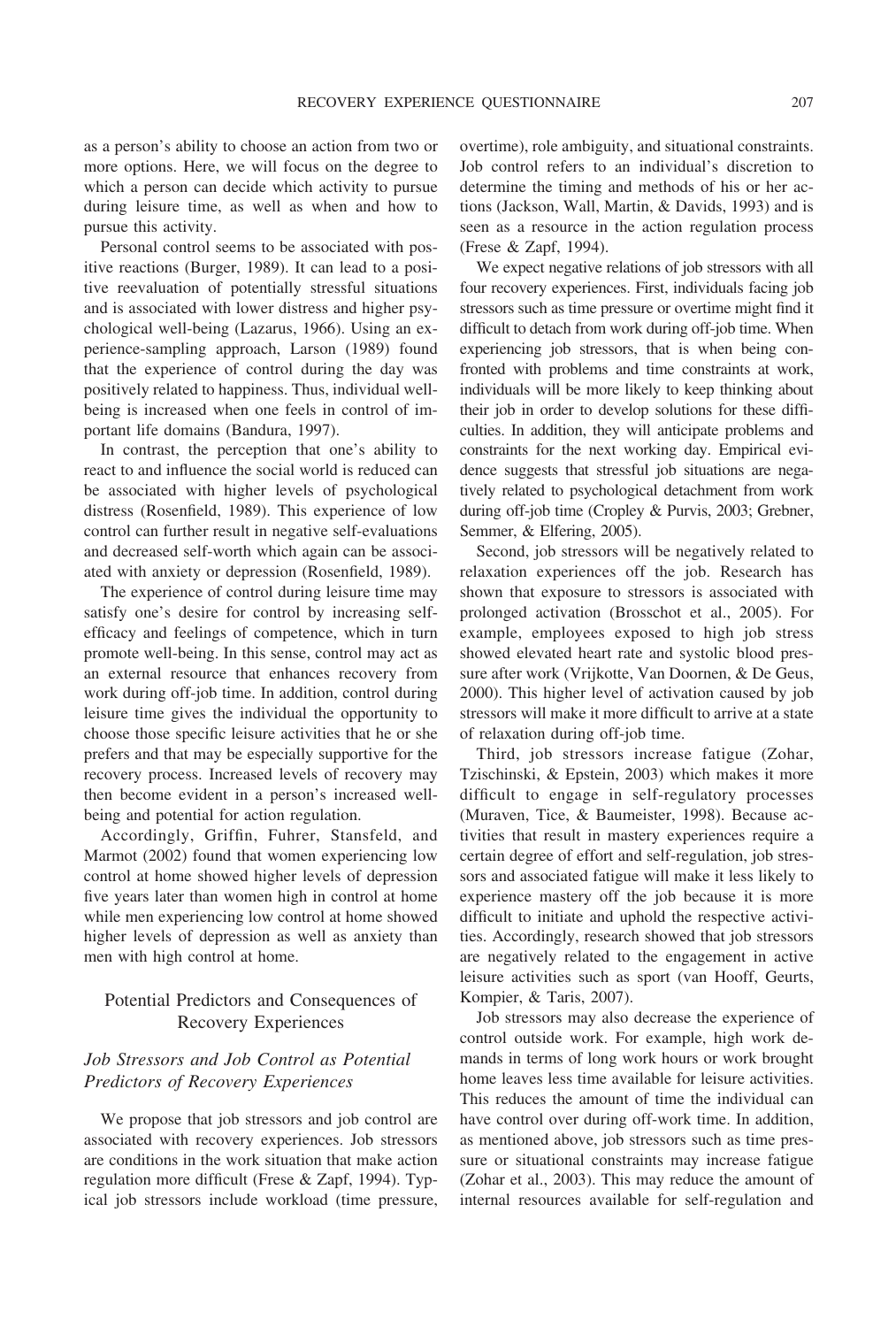as a person's ability to choose an action from two or more options. Here, we will focus on the degree to which a person can decide which activity to pursue during leisure time, as well as when and how to pursue this activity.

Personal control seems to be associated with positive reactions (Burger, 1989). It can lead to a positive reevaluation of potentially stressful situations and is associated with lower distress and higher psychological well-being (Lazarus, 1966). Using an experience-sampling approach, Larson (1989) found that the experience of control during the day was positively related to happiness. Thus, individual well-being is increased when one feels in control of important life domains (Bandura, 1997).

In contrast, the perception that one's ability to react to and influence the social world is reduced can be associated with higher levels of psychological distress (Rosenfield, 1989). This experience of low control can further result in negative self-evaluations and decreased self-worth which again can be associated with anxiety or depression (Rosenfield, 1989).

The experience of control during leisure time may satisfy one's desire for control by increasing self-efficacy and feelings of competence, which in turn promote well-being. In this sense, control may act as an external resource that enhances recovery from work during off-job time. In addition, control during leisure time gives the individual the opportunity to choose those specific leisure activities that he or she prefers and that may be especially supportive for the recovery process. Increased levels of recovery may then become evident in a person's increased well-being and potential for action regulation.

Accordingly, Griffin, Fuhrer, Stansfeld, and Marmot (2002) found that women experiencing low control at home showed higher levels of depression five years later than women high in control at home while men experiencing low control at home showed higher levels of depression as well as anxiety than men with high control at home.

## Potential Predictors and Consequences of Recovery Experiences

### *Job Stressors and Job Control as Potential Predictors of Recovery Experiences*

We propose that job stressors and job control are associated with recovery experiences. Job stressors are conditions in the work situation that make action regulation more difficult (Frese & Zapf, 1994). Typical job stressors include workload (time pressure, overtime), role ambiguity, and situational constraints. Job control refers to an individual's discretion to determine the timing and methods of his or her actions (Jackson, Wall, Martin, & Davids, 1993) and is seen as a resource in the action regulation process (Frese & Zapf, 1994).

We expect negative relations of job stressors with all four recovery experiences. First, individuals facing job stressors such as time pressure or overtime might find it difficult to detach from work during off-job time. When experiencing job stressors, that is when being confronted with problems and time constraints at work, individuals will be more likely to keep thinking about their job in order to develop solutions for these difficulties. In addition, they will anticipate problems and constraints for the next working day. Empirical evidence suggests that stressful job situations are negatively related to psychological detachment from work during off-job time (Cropley & Purvis, 2003; Grebner, Semmer, & Elfering, 2005).

Second, job stressors will be negatively related to relaxation experiences off the job. Research has shown that exposure to stressors is associated with prolonged activation (Brosschot et al., 2005). For example, employees exposed to high job stress showed elevated heart rate and systolic blood pressure after work (Vrijkotte, Van Doornen, & De Geus, 2000). This higher level of activation caused by job stressors will make it more difficult to arrive at a state of relaxation during off-job time.

Third, job stressors increase fatigue (Zohar, Tzischinski, & Epstein, 2003) which makes it more difficult to engage in self-regulatory processes (Muraven, Tice, & Baumeister, 1998). Because activities that result in mastery experiences require a certain degree of effort and self-regulation, job stressors and associated fatigue will make it less likely to experience mastery off the job because it is more difficult to initiate and uphold the respective activities. Accordingly, research showed that job stressors are negatively related to the engagement in active leisure activities such as sport (van Hooff, Geurts, Kompier, & Taris, 2007).

Job stressors may also decrease the experience of control outside work. For example, high work demands in terms of long work hours or work brought home leaves less time available for leisure activities. This reduces the amount of time the individual can have control over during off-work time. In addition, as mentioned above, job stressors such as time pressure or situational constraints may increase fatigue (Zohar et al., 2003). This may reduce the amount of internal resources available for self-regulation and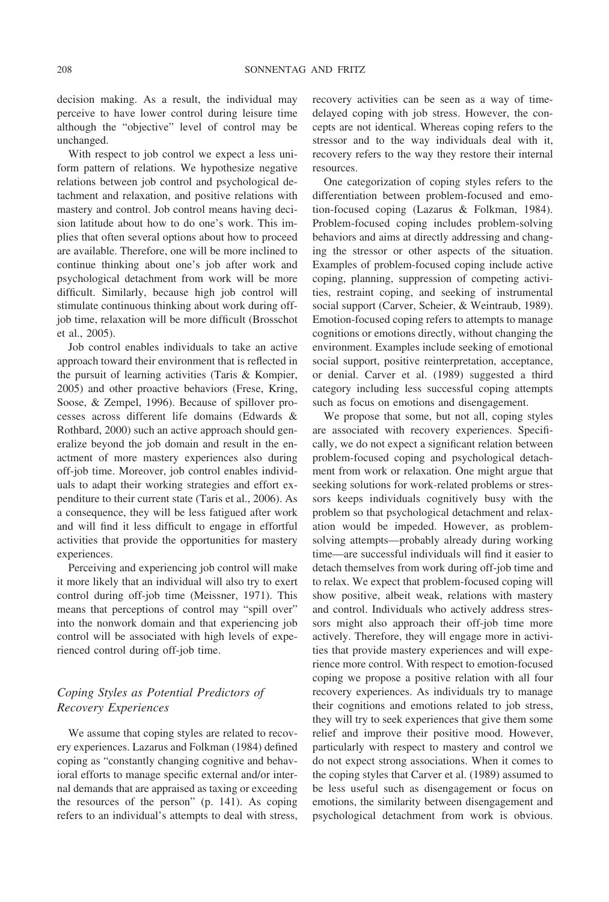decision making. As a result, the individual may perceive to have lower control during leisure time although the "objective" level of control may be unchanged.

With respect to job control we expect a less uniform pattern of relations. We hypothesize negative relations between job control and psychological detachment and relaxation, and positive relations with mastery and control. Job control means having decision latitude about how to do one's work. This implies that often several options about how to proceed are available. Therefore, one will be more inclined to continue thinking about one's job after work and psychological detachment from work will be more difficult. Similarly, because high job control will stimulate continuous thinking about work during off-job time, relaxation will be more difficult (Brosschot et al., 2005).

Job control enables individuals to take an active approach toward their environment that is reflected in the pursuit of learning activities (Taris & Kompier, 2005) and other proactive behaviors (Frese, Kring, Soose, & Zempel, 1996). Because of spillover processes across different life domains (Edwards & Rothbard, 2000) such an active approach should generalize beyond the job domain and result in the enactment of more mastery experiences also during off-job time. Moreover, job control enables individuals to adapt their working strategies and effort expenditure to their current state (Taris et al., 2006). As a consequence, they will be less fatigued after work and will find it less difficult to engage in effortful activities that provide the opportunities for mastery experiences.

Perceiving and experiencing job control will make it more likely that an individual will also try to exert control during off-job time (Meissner, 1971). This means that perceptions of control may "spill over" into the nonwork domain and that experiencing job control will be associated with high levels of experienced control during off-job time.

### *Coping Styles as Potential Predictors of Recovery Experiences*

We assume that coping styles are related to recovery experiences. Lazarus and Folkman (1984) defined coping as "constantly changing cognitive and behavioral efforts to manage specific external and/or internal demands that are appraised as taxing or exceeding the resources of the person" (p. 141). As coping refers to an individual's attempts to deal with stress, recovery activities can be seen as a way of time-delayed coping with job stress. However, the concepts are not identical. Whereas coping refers to the stressor and to the way individuals deal with it, recovery refers to the way they restore their internal resources.

One categorization of coping styles refers to the differentiation between problem-focused and emotion-focused coping (Lazarus & Folkman, 1984). Problem-focused coping includes problem-solving behaviors and aims at directly addressing and changing the stressor or other aspects of the situation. Examples of problem-focused coping include active coping, planning, suppression of competing activities, restraint coping, and seeking of instrumental social support (Carver, Scheier, & Weintraub, 1989). Emotion-focused coping refers to attempts to manage cognitions or emotions directly, without changing the environment. Examples include seeking of emotional social support, positive reinterpretation, acceptance, or denial. Carver et al. (1989) suggested a third category including less successful coping attempts such as focus on emotions and disengagement.

We propose that some, but not all, coping styles are associated with recovery experiences. Specifically, we do not expect a significant relation between problem-focused coping and psychological detachment from work or relaxation. One might argue that seeking solutions for work-related problems or stressors keeps individuals cognitively busy with the problem so that psychological detachment and relaxation would be impeded. However, as problem-solving attempts—probably already during working time—are successful individuals will find it easier to detach themselves from work during off-job time and to relax. We expect that problem-focused coping will show positive, albeit weak, relations with mastery and control. Individuals who actively address stressors might also approach their off-job time more actively. Therefore, they will engage more in activities that provide mastery experiences and will experience more control. With respect to emotion-focused coping we propose a positive relation with all four recovery experiences. As individuals try to manage their cognitions and emotions related to job stress, they will try to seek experiences that give them some relief and improve their positive mood. However, particularly with respect to mastery and control we do not expect strong associations. When it comes to the coping styles that Carver et al. (1989) assumed to be less useful such as disengagement or focus on emotions, the similarity between disengagement and psychological detachment from work is obvious.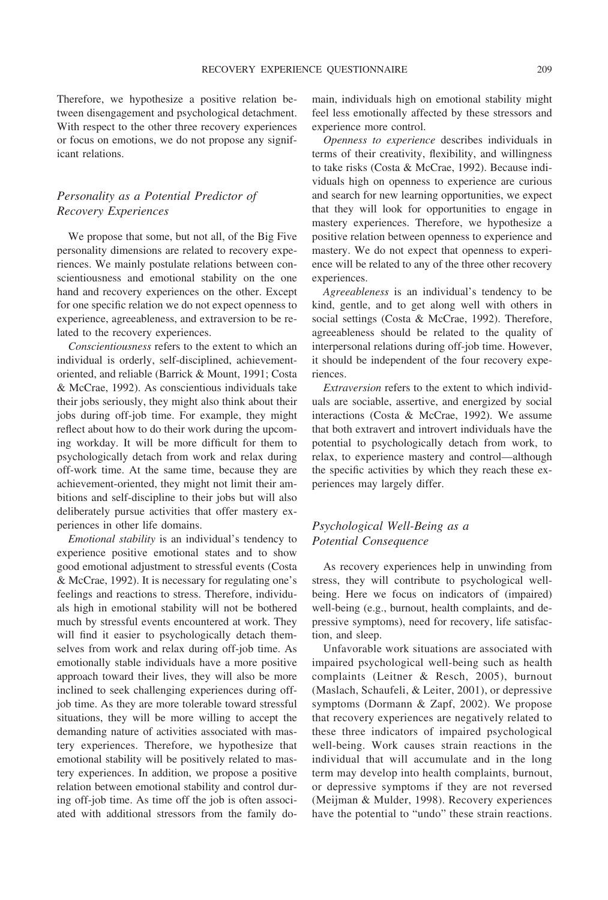Therefore, we hypothesize a positive relation between disengagement and psychological detachment. With respect to the other three recovery experiences or focus on emotions, we do not propose any significant relations.

### *Personality as a Potential Predictor of Recovery Experiences*

We propose that some, but not all, of the Big Five personality dimensions are related to recovery experiences. We mainly postulate relations between conscientiousness and emotional stability on the one hand and recovery experiences on the other. Except for one specific relation we do not expect openness to experience, agreeableness, and extraversion to be related to the recovery experiences.

*Conscientiousness* refers to the extent to which an individual is orderly, self-disciplined, achievement-oriented, and reliable (Barrick & Mount, 1991; Costa & McCrae, 1992). As conscientious individuals take their jobs seriously, they might also think about their jobs during off-job time. For example, they might reflect about how to do their work during the upcoming workday. It will be more difficult for them to psychologically detach from work and relax during off-work time. At the same time, because they are achievement-oriented, they might not limit their ambitions and self-discipline to their jobs but will also deliberately pursue activities that offer mastery experiences in other life domains.

*Emotional stability* is an individual's tendency to experience positive emotional states and to show good emotional adjustment to stressful events (Costa & McCrae, 1992). It is necessary for regulating one's feelings and reactions to stress. Therefore, individuals high in emotional stability will not be bothered much by stressful events encountered at work. They will find it easier to psychologically detach themselves from work and relax during off-job time. As emotionally stable individuals have a more positive approach toward their lives, they will also be more inclined to seek challenging experiences during off-job time. As they are more tolerable toward stressful situations, they will be more willing to accept the demanding nature of activities associated with mastery experiences. Therefore, we hypothesize that emotional stability will be positively related to mastery experiences. In addition, we propose a positive relation between emotional stability and control during off-job time. As time off the job is often associated with additional stressors from the family domain, individuals high on emotional stability might feel less emotionally affected by these stressors and experience more control.

*Openness to experience* describes individuals in terms of their creativity, flexibility, and willingness to take risks (Costa & McCrae, 1992). Because individuals high on openness to experience are curious and search for new learning opportunities, we expect that they will look for opportunities to engage in mastery experiences. Therefore, we hypothesize a positive relation between openness to experience and mastery. We do not expect that openness to experience will be related to any of the three other recovery experiences.

*Agreeableness* is an individual's tendency to be kind, gentle, and to get along well with others in social settings (Costa & McCrae, 1992). Therefore, agreeableness should be related to the quality of interpersonal relations during off-job time. However, it should be independent of the four recovery experiences.

*Extraversion* refers to the extent to which individuals are sociable, assertive, and energized by social interactions (Costa & McCrae, 1992). We assume that both extravert and introvert individuals have the potential to psychologically detach from work, to relax, to experience mastery and control—although the specific activities by which they reach these experiences may largely differ.

### *Psychological Well-Being as a Potential Consequence*

As recovery experiences help in unwinding from stress, they will contribute to psychological well-being. Here we focus on indicators of (impaired) well-being (e.g., burnout, health complaints, and depressive symptoms), need for recovery, life satisfaction, and sleep.

Unfavorable work situations are associated with impaired psychological well-being such as health complaints (Leitner & Resch, 2005), burnout (Maslach, Schaufeli, & Leiter, 2001), or depressive symptoms (Dormann & Zapf, 2002). We propose that recovery experiences are negatively related to these three indicators of impaired psychological well-being. Work causes strain reactions in the individual that will accumulate and in the long term may develop into health complaints, burnout, or depressive symptoms if they are not reversed (Meijman & Mulder, 1998). Recovery experiences have the potential to "undo" these strain reactions.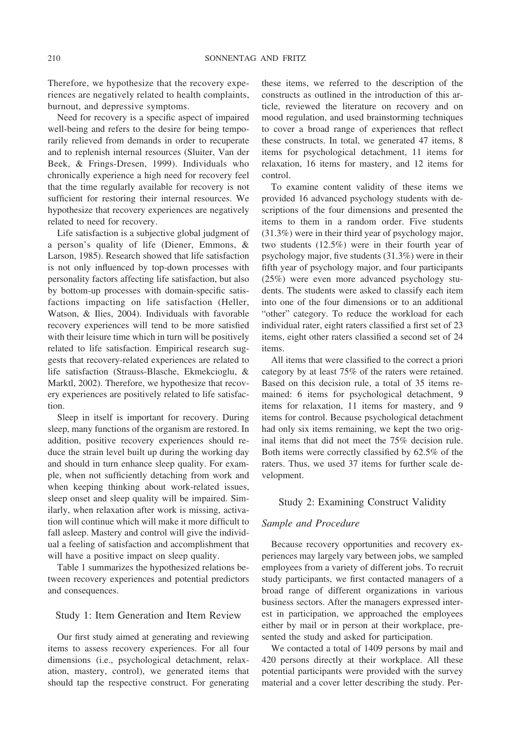Therefore, we hypothesize that the recovery experiences are negatively related to health complaints, burnout, and depressive symptoms.

Need for recovery is a specific aspect of impaired well-being and refers to the desire for being temporarily relieved from demands in order to recuperate and to replenish internal resources (Sluiter, Van der Beek, & Frings-Dresen, 1999). Individuals who chronically experience a high need for recovery feel that the time regularly available for recovery is not sufficient for restoring their internal resources. We hypothesize that recovery experiences are negatively related to need for recovery.

Life satisfaction is a subjective global judgment of a person's quality of life (Diener, Emmons, & Larson, 1985). Research showed that life satisfaction is not only influenced by top-down processes with personality factors affecting life satisfaction, but also by bottom-up processes with domain-specific satisfactions impacting on life satisfaction (Heller, Watson, & Ilies, 2004). Individuals with favorable recovery experiences will tend to be more satisfied with their leisure time which in turn will be positively related to life satisfaction. Empirical research suggests that recovery-related experiences are related to life satisfaction (Strauss-Blasche, Ekmekcioglu, & Marktl, 2002). Therefore, we hypothesize that recovery experiences are positively related to life satisfaction.

Sleep in itself is important for recovery. During sleep, many functions of the organism are restored. In addition, positive recovery experiences should reduce the strain level built up during the working day and should in turn enhance sleep quality. For example, when not sufficiently detaching from work and when keeping thinking about work-related issues, sleep onset and sleep quality will be impaired. Similarly, when relaxation after work is missing, activation will continue which will make it more difficult to fall asleep. Mastery and control will give the individual a feeling of satisfaction and accomplishment that will have a positive impact on sleep quality.

Table 1 summarizes the hypothesized relations between recovery experiences and potential predictors and consequences.

## Study 1: Item Generation and Item Review

Our first study aimed at generating and reviewing items to assess recovery experiences. For all four dimensions (i.e., psychological detachment, relaxation, mastery, control), we generated items that should tap the respective construct. For generating these items, we referred to the description of the constructs as outlined in the introduction of this article, reviewed the literature on recovery and on mood regulation, and used brainstorming techniques to cover a broad range of experiences that reflect these constructs. In total, we generated 47 items, 8 items for psychological detachment, 11 items for relaxation, 16 items for mastery, and 12 items for control.

To examine content validity of these items we provided 16 advanced psychology students with descriptions of the four dimensions and presented the items to them in a random order. Five students (31.3%) were in their third year of psychology major, two students (12.5%) were in their fourth year of psychology major, five students (31.3%) were in their fifth year of psychology major, and four participants (25%) were even more advanced psychology students. The students were asked to classify each item into one of the four dimensions or to an additional "other" category. To reduce the workload for each individual rater, eight raters classified a first set of 23 items, eight other raters classified a second set of 24 items.

All items that were classified to the correct a priori category by at least 75% of the raters were retained. Based on this decision rule, a total of 35 items remained: 6 items for psychological detachment, 9 items for relaxation, 11 items for mastery, and 9 items for control. Because psychological detachment had only six items remaining, we kept the two original items that did not meet the 75% decision rule. Both items were correctly classified by 62.5% of the raters. Thus, we used 37 items for further scale development.

## Study 2: Examining Construct Validity

### *Sample and Procedure*

Because recovery opportunities and recovery experiences may largely vary between jobs, we sampled employees from a variety of different jobs. To recruit study participants, we first contacted managers of a broad range of different organizations in various business sectors. After the managers expressed interest in participation, we approached the employees either by mail or in person at their workplace, presented the study and asked for participation.

We contacted a total of 1409 persons by mail and 420 persons directly at their workplace. All these potential participants were provided with the survey material and a cover letter describing the study. Per-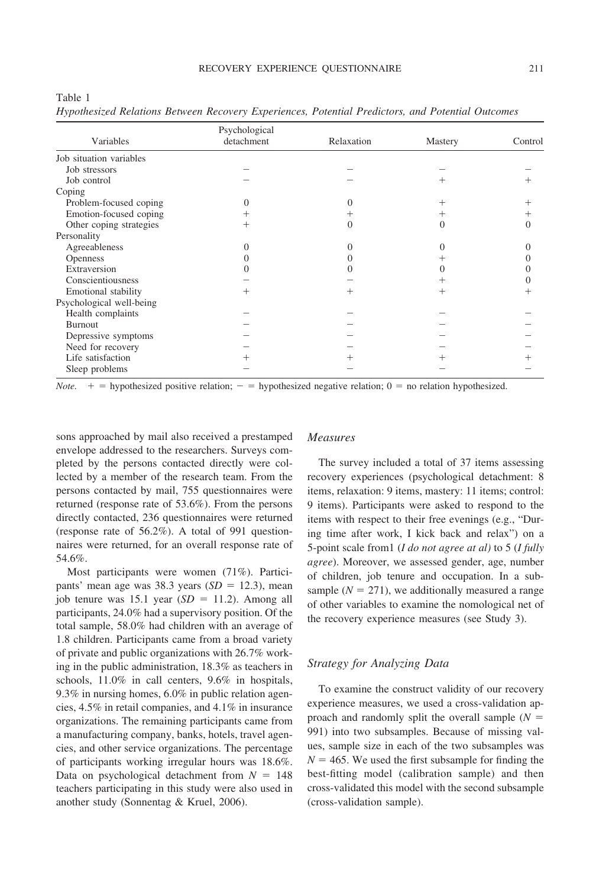Table 1

*Hypothesized Relations Between Recovery Experiences, Potential Predictors, and Potential Outcomes*

| Variables | Psychological detachment | Relaxation | Mastery | Control |
|---|---|---|---|---|
| Job situation variables | | | | |
| Job stressors | − | − | − | − |
| Job control | − | − | + | + |
| Coping | | | | |
| Problem-focused coping | 0 | 0 | + | + |
| Emotion-focused coping | + | + | + | + |
| Other coping strategies | + | 0 | 0 | 0 |
| Personality | | | | |
| Agreeableness | 0 | 0 | 0 | 0 |
| Openness | 0 | 0 | + | 0 |
| Extraversion | 0 | 0 | 0 | 0 |
| Conscientiousness | − | − | + | 0 |
| Emotional stability | + | + | + | + |
| Psychological well-being | | | | |
| Health complaints | − | − | − | − |
| Burnout | − | − | − | − |
| Depressive symptoms | − | − | − | − |
| Need for recovery | − | − | − | − |
| Life satisfaction | + | + | + | + |
| Sleep problems | − | − | − | − |

*Note.* + = hypothesized positive relation; − = hypothesized negative relation; 0 = no relation hypothesized.

sons approached by mail also received a prestamped envelope addressed to the researchers. Surveys completed by the persons contacted directly were collected by a member of the research team. From the persons contacted by mail, 755 questionnaires were returned (response rate of 53.6%). From the persons directly contacted, 236 questionnaires were returned (response rate of 56.2%). A total of 991 questionnaires were returned, for an overall response rate of 54.6%.

Most participants were women (71%). Participants' mean age was 38.3 years ($SD$ = 12.3), mean job tenure was 15.1 year ($SD$ = 11.2). Among all participants, 24.0% had a supervisory position. Of the total sample, 58.0% had children with an average of 1.8 children. Participants came from a broad variety of private and public organizations with 26.7% working in the public administration, 18.3% as teachers in schools, 11.0% in call centers, 9.6% in hospitals, 9.3% in nursing homes, 6.0% in public relation agencies, 4.5% in retail companies, and 4.1% in insurance organizations. The remaining participants came from a manufacturing company, banks, hotels, travel agencies, and other service organizations. The percentage of participants working irregular hours was 18.6%. Data on psychological detachment from $N$ = 148 teachers participating in this study were also used in another study (Sonnentag & Kruel, 2006).

### *Measures*

The survey included a total of 37 items assessing recovery experiences (psychological detachment: 8 items, relaxation: 9 items, mastery: 11 items; control: 9 items). Participants were asked to respond to the items with respect to their free evenings (e.g., "During time after work, I kick back and relax") on a 5-point scale from1 (*I do not agree at al)* to 5 (*I fully agree*). Moreover, we assessed gender, age, number of children, job tenure and occupation. In a subsample ($N$ = 271), we additionally measured a range of other variables to examine the nomological net of the recovery experience measures (see Study 3).

### *Strategy for Analyzing Data*

To examine the construct validity of our recovery experience measures, we used a cross-validation approach and randomly split the overall sample ($N$ = 991) into two subsamples. Because of missing values, sample size in each of the two subsamples was $N$ = 465. We used the first subsample for finding the best-fitting model (calibration sample) and then cross-validated this model with the second subsample (cross-validation sample).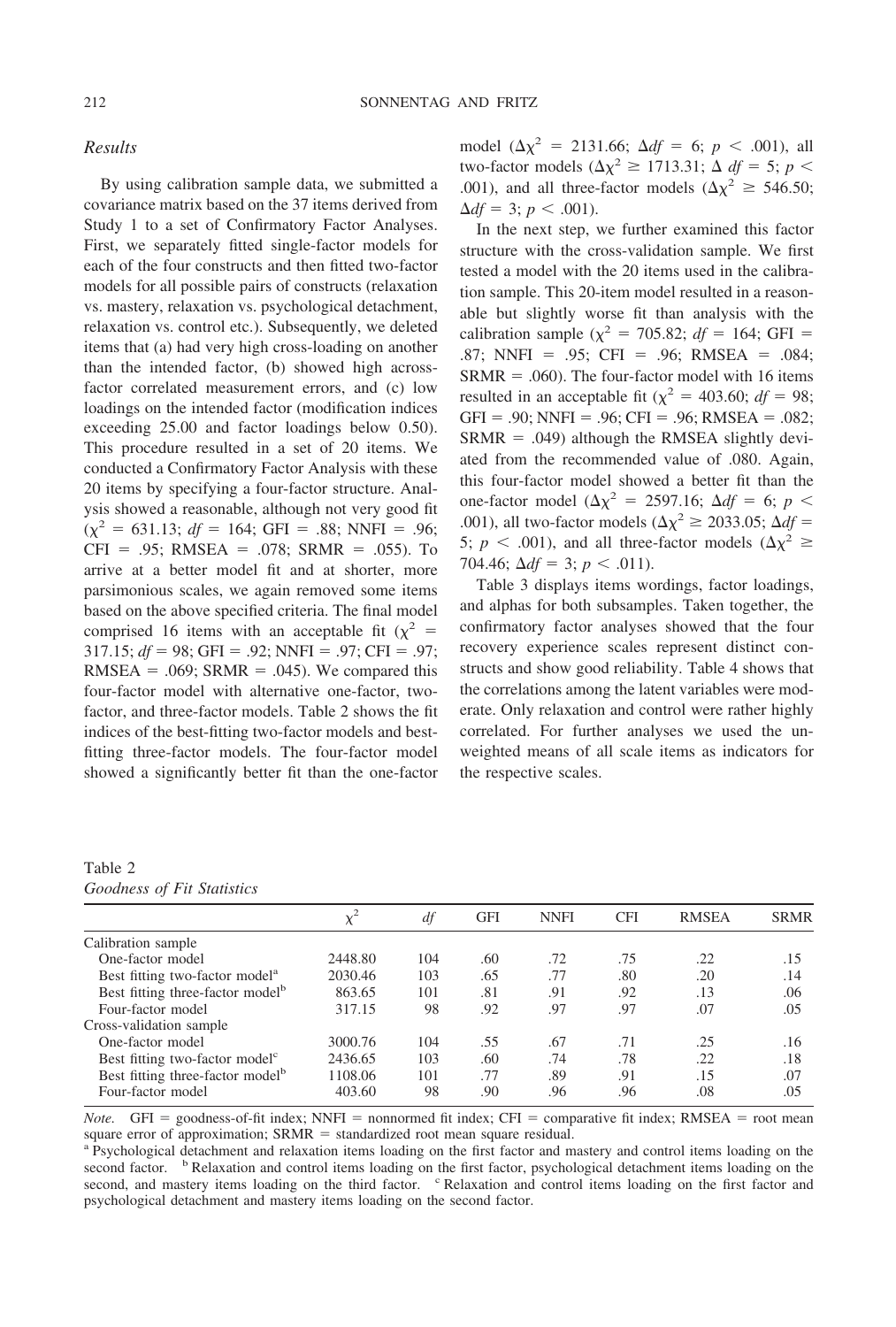### *Results*

By using calibration sample data, we submitted a covariance matrix based on the 37 items derived from Study 1 to a set of Confirmatory Factor Analyses. First, we separately fitted single-factor models for each of the four constructs and then fitted two-factor models for all possible pairs of constructs (relaxation vs. mastery, relaxation vs. psychological detachment, relaxation vs. control etc.). Subsequently, we deleted items that (a) had very high cross-loading on another than the intended factor, (b) showed high across-factor correlated measurement errors, and (c) low loadings on the intended factor (modification indices exceeding 25.00 and factor loadings below 0.50). This procedure resulted in a set of 20 items. We conducted a Confirmatory Factor Analysis with these 20 items by specifying a four-factor structure. Analysis showed a reasonable, although not very good fit ($\chi^2$ = 631.13; *df* = 164; GFI = .88; NNFI = .96; CFI = .95; RMSEA = .078; SRMR = .055). To arrive at a better model fit and at shorter, more parsimonious scales, we again removed some items based on the above specified criteria. The final model comprised 16 items with an acceptable fit ($\chi^2$ = 317.15; *df* = 98; GFI = .92; NNFI = .97; CFI = .97; RMSEA = .069; SRMR = .045). We compared this four-factor model with alternative one-factor, two-factor, and three-factor models. Table 2 shows the fit indices of the best-fitting two-factor models and best-fitting three-factor models. The four-factor model showed a significantly better fit than the one-factor model ($\Delta\chi^2$ = 2131.66; $\Delta df$ = 6; $p < .001$), all two-factor models ($\Delta\chi^2 \geq 1713.31$; $\Delta$ *df* = 5; $p < .001$), and all three-factor models ($\Delta\chi^2 \geq 546.50$; $\Delta df$ = 3; $p < .001$).

In the next step, we further examined this factor structure with the cross-validation sample. We first tested a model with the 20 items used in the calibration sample. This 20-item model resulted in a reasonable but slightly worse fit than analysis with the calibration sample ($\chi^2$ = 705.82; *df* = 164; GFI = .87; NNFI = .95; CFI = .96; RMSEA = .084; SRMR = .060). The four-factor model with 16 items resulted in an acceptable fit ($\chi^2$ = 403.60; *df* = 98; GFI = .90; NNFI = .96; CFI = .96; RMSEA = .082; SRMR = .049) although the RMSEA slightly deviated from the recommended value of .080. Again, this four-factor model showed a better fit than the one-factor model ($\Delta\chi^2$ = 2597.16; $\Delta df$ = 6; $p < .001$), all two-factor models ($\Delta\chi^2 \geq 2033.05$; $\Delta df$ = 5; $p < .001$), and all three-factor models ($\Delta\chi^2 \geq 704.46$; $\Delta df$ = 3; $p < .011$).

Table 3 displays items wordings, factor loadings, and alphas for both subsamples. Taken together, the confirmatory factor analyses showed that the four recovery experience scales represent distinct constructs and show good reliability. Table 4 shows that the correlations among the latent variables were moderate. Only relaxation and control were rather highly correlated. For further analyses we used the unweighted means of all scale items as indicators for the respective scales.

Table 2
*Goodness of Fit Statistics*

| | $\chi^2$ | *df* | GFI | NNFI | CFI | RMSEA | SRMR |
|---|---|---|---|---|---|---|---|
| Calibration sample | | | | | | | |
| One-factor model | 2448.80 | 104 | .60 | .72 | .75 | .22 | .15 |
| Best fitting two-factor model[a] | 2030.46 | 103 | .65 | .77 | .80 | .20 | .14 |
| Best fitting three-factor model[b] | 863.65 | 101 | .81 | .91 | .92 | .13 | .06 |
| Four-factor model | 317.15 | 98 | .92 | .97 | .97 | .07 | .05 |
| Cross-validation sample | | | | | | | |
| One-factor model | 3000.76 | 104 | .55 | .67 | .71 | .25 | .16 |
| Best fitting two-factor model[c] | 2436.65 | 103 | .60 | .74 | .78 | .22 | .18 |
| Best fitting three-factor model[b] | 1108.06 | 101 | .77 | .89 | .91 | .15 | .07 |
| Four-factor model | 403.60 | 98 | .90 | .96 | .96 | .08 | .05 |

*Note*. GFI = goodness-of-fit index; NNFI = nonnormed fit index; CFI = comparative fit index; RMSEA = root mean square error of approximation; SRMR = standardized root mean square residual.
[a] Psychological detachment and relaxation items loading on the first factor and mastery and control items loading on the second factor. [b] Relaxation and control items loading on the first factor, psychological detachment items loading on the second, and mastery items loading on the third factor. [c] Relaxation and control items loading on the first factor and psychological detachment and mastery items loading on the second factor.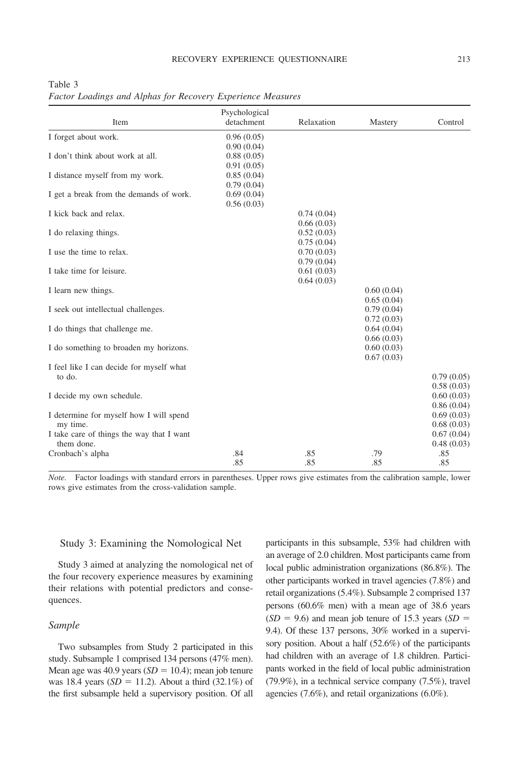Table 3
*Factor Loadings and Alphas for Recovery Experience Measures*

| Item | Psychological detachment | Relaxation | Mastery | Control |
|---|---|---|---|---|
| I forget about work. | 0.96 (0.05) | | | |
| | 0.90 (0.04) | | | |
| I don't think about work at all. | 0.88 (0.05) | | | |
| | 0.91 (0.05) | | | |
| I distance myself from my work. | 0.85 (0.04) | | | |
| | 0.79 (0.04) | | | |
| I get a break from the demands of work. | 0.69 (0.04) | | | |
| | 0.56 (0.03) | | | |
| I kick back and relax. | | 0.74 (0.04) | | |
| | | 0.66 (0.03) | | |
| I do relaxing things. | | 0.52 (0.03) | | |
| | | 0.75 (0.04) | | |
| I use the time to relax. | | 0.70 (0.03) | | |
| | | 0.79 (0.04) | | |
| I take time for leisure. | | 0.61 (0.03) | | |
| | | 0.64 (0.03) | | |
| I learn new things. | | | 0.60 (0.04) | |
| | | | 0.65 (0.04) | |
| I seek out intellectual challenges. | | | 0.79 (0.04) | |
| | | | 0.72 (0.03) | |
| I do things that challenge me. | | | 0.64 (0.04) | |
| | | | 0.66 (0.03) | |
| I do something to broaden my horizons. | | | 0.60 (0.03) | |
| | | | 0.67 (0.03) | |
| I feel like I can decide for myself what to do. | | | | 0.79 (0.05) |
| | | | | 0.58 (0.03) |
| I decide my own schedule. | | | | 0.60 (0.03) |
| | | | | 0.86 (0.04) |
| I determine for myself how I will spend my time. | | | | 0.69 (0.03) |
| | | | | 0.68 (0.03) |
| I take care of things the way that I want them done. | | | | 0.67 (0.04) |
| | | | | 0.48 (0.03) |
| Cronbach's alpha | .84 | .85 | .79 | .85 |
| | .85 | .85 | .85 | .85 |

*Note*. Factor loadings with standard errors in parentheses. Upper rows give estimates from the calibration sample, lower rows give estimates from the cross-validation sample.

## Study 3: Examining the Nomological Net

Study 3 aimed at analyzing the nomological net of the four recovery experience measures by examining their relations with potential predictors and consequences.

### *Sample*

Two subsamples from Study 2 participated in this study. Subsample 1 comprised 134 persons (47% men). Mean age was 40.9 years ($SD = 10.4$); mean job tenure was 18.4 years ($SD = 11.2$). About a third (32.1%) of the first subsample held a supervisory position. Of all participants in this subsample, 53% had children with an average of 2.0 children. Most participants came from local public administration organizations (86.8%). The other participants worked in travel agencies (7.8%) and retail organizations (5.4%). Subsample 2 comprised 137 persons (60.6% men) with a mean age of 38.6 years ($SD = 9.6$) and mean job tenure of 15.3 years ($SD = 9.4$). Of these 137 persons, 30% worked in a supervisory position. About a half (52.6%) of the participants had children with an average of 1.8 children. Participants worked in the field of local public administration (79.9%), in a technical service company (7.5%), travel agencies (7.6%), and retail organizations (6.0%).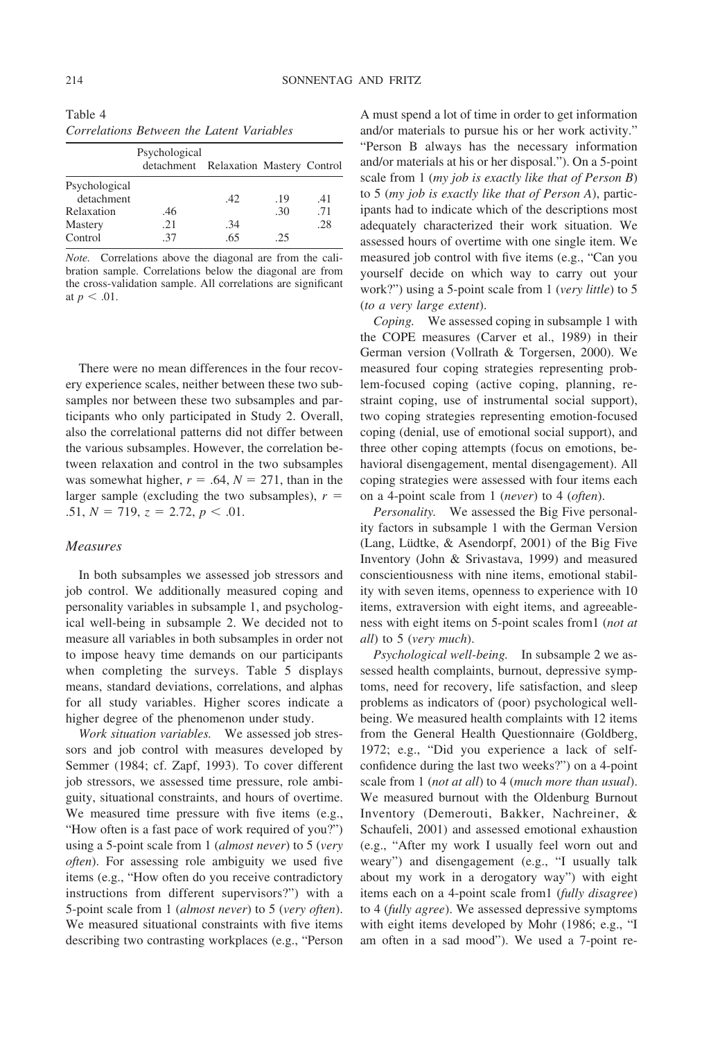Table 4
*Correlations Between the Latent Variables*

| | Psychological detachment | Relaxation | Mastery | Control |
|---|---|---|---|---|
| Psychological detachment | | .42 | .19 | .41 |
| Relaxation | .46 | | .30 | .71 |
| Mastery | .21 | .34 | | .28 |
| Control | .37 | .65 | .25 | |

*Note.* Correlations above the diagonal are from the calibration sample. Correlations below the diagonal are from the cross-validation sample. All correlations are significant at $p < .01$.

There were no mean differences in the four recovery experience scales, neither between these two subsamples nor between these two subsamples and participants who only participated in Study 2. Overall, also the correlational patterns did not differ between the various subsamples. However, the correlation between relaxation and control in the two subsamples was somewhat higher, $r = .64$, $N = 271$, than in the larger sample (excluding the two subsamples), $r = .51$, $N = 719$, $z = 2.72$, $p < .01$.

### Measures

In both subsamples we assessed job stressors and job control. We additionally measured coping and personality variables in subsample 1, and psychological well-being in subsample 2. We decided not to measure all variables in both subsamples in order not to impose heavy time demands on our participants when completing the surveys. Table 5 displays means, standard deviations, correlations, and alphas for all study variables. Higher scores indicate a higher degree of the phenomenon under study.

*Work situation variables.* We assessed job stressors and job control with measures developed by Semmer (1984; cf. Zapf, 1993). To cover different job stressors, we assessed time pressure, role ambiguity, situational constraints, and hours of overtime. We measured time pressure with five items (e.g., "How often is a fast pace of work required of you?") using a 5-point scale from 1 (*almost never*) to 5 (*very often*). For assessing role ambiguity we used five items (e.g., "How often do you receive contradictory instructions from different supervisors?") with a 5-point scale from 1 (*almost never*) to 5 (*very often*). We measured situational constraints with five items describing two contrasting workplaces (e.g., "Person A must spend a lot of time in order to get information and/or materials to pursue his or her work activity." "Person B always has the necessary information and/or materials at his or her disposal."). On a 5-point scale from 1 (*my job is exactly like that of Person B*) to 5 (*my job is exactly like that of Person A*), participants had to indicate which of the descriptions most adequately characterized their work situation. We assessed hours of overtime with one single item. We measured job control with five items (e.g., "Can you yourself decide on which way to carry out your work?") using a 5-point scale from 1 (*very little*) to 5 (*to a very large extent*).

*Coping.* We assessed coping in subsample 1 with the COPE measures (Carver et al., 1989) in their German version (Vollrath & Torgersen, 2000). We measured four coping strategies representing problem-focused coping (active coping, planning, restraint coping, use of instrumental social support), two coping strategies representing emotion-focused coping (denial, use of emotional social support), and three other coping attempts (focus on emotions, behavioral disengagement, mental disengagement). All coping strategies were assessed with four items each on a 4-point scale from 1 (*never*) to 4 (*often*).

*Personality.* We assessed the Big Five personality factors in subsample 1 with the German Version (Lang, Lüdtke, & Asendorpf, 2001) of the Big Five Inventory (John & Srivastava, 1999) and measured conscientiousness with nine items, emotional stability with seven items, openness to experience with 10 items, extraversion with eight items, and agreeableness with eight items on 5-point scales from1 (*not at all*) to 5 (*very much*).

*Psychological well-being.* In subsample 2 we assessed health complaints, burnout, depressive symptoms, need for recovery, life satisfaction, and sleep problems as indicators of (poor) psychological well-being. We measured health complaints with 12 items from the General Health Questionnaire (Goldberg, 1972; e.g., "Did you experience a lack of self-confidence during the last two weeks?") on a 4-point scale from 1 (*not at all*) to 4 (*much more than usual*). We measured burnout with the Oldenburg Burnout Inventory (Demerouti, Bakker, Nachreiner, & Schaufeli, 2001) and assessed emotional exhaustion (e.g., "After my work I usually feel worn out and weary") and disengagement (e.g., "I usually talk about my work in a derogatory way") with eight items each on a 4-point scale from1 (*fully disagree*) to 4 (*fully agree*). We assessed depressive symptoms with eight items developed by Mohr (1986; e.g., "I am often in a sad mood"). We used a 7-point re-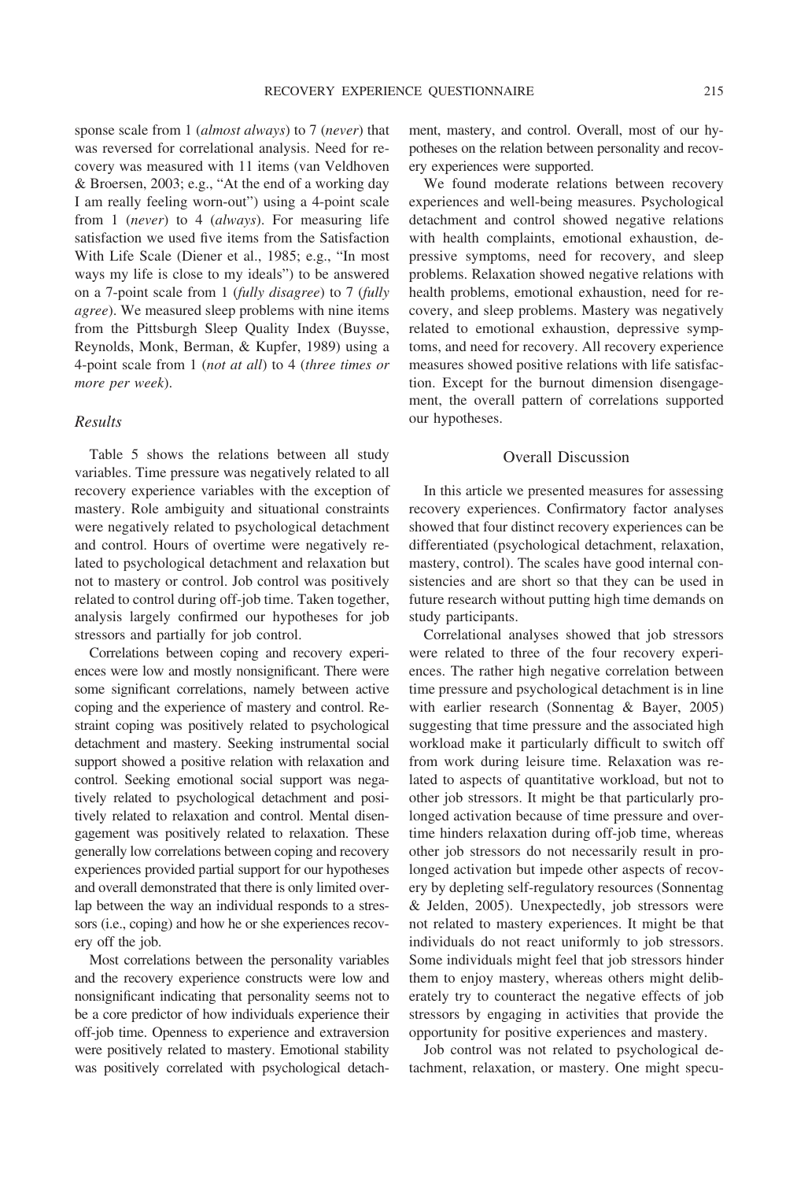sponse scale from 1 (*almost always*) to 7 (*never*) that was reversed for correlational analysis. Need for recovery was measured with 11 items (van Veldhoven & Broersen, 2003; e.g., "At the end of a working day I am really feeling worn-out") using a 4-point scale from 1 (*never*) to 4 (*always*). For measuring life satisfaction we used five items from the Satisfaction With Life Scale (Diener et al., 1985; e.g., "In most ways my life is close to my ideals") to be answered on a 7-point scale from 1 (*fully disagree*) to 7 (*fully agree*). We measured sleep problems with nine items from the Pittsburgh Sleep Quality Index (Buysse, Reynolds, Monk, Berman, & Kupfer, 1989) using a 4-point scale from 1 (*not at all*) to 4 (*three times or more per week*).

### *Results*

Table 5 shows the relations between all study variables. Time pressure was negatively related to all recovery experience variables with the exception of mastery. Role ambiguity and situational constraints were negatively related to psychological detachment and control. Hours of overtime were negatively related to psychological detachment and relaxation but not to mastery or control. Job control was positively related to control during off-job time. Taken together, analysis largely confirmed our hypotheses for job stressors and partially for job control.

Correlations between coping and recovery experiences were low and mostly nonsignificant. There were some significant correlations, namely between active coping and the experience of mastery and control. Restraint coping was positively related to psychological detachment and mastery. Seeking instrumental social support showed a positive relation with relaxation and control. Seeking emotional social support was negatively related to psychological detachment and positively related to relaxation and control. Mental disengagement was positively related to relaxation. These generally low correlations between coping and recovery experiences provided partial support for our hypotheses and overall demonstrated that there is only limited overlap between the way an individual responds to a stressors (i.e., coping) and how he or she experiences recovery off the job.

Most correlations between the personality variables and the recovery experience constructs were low and nonsignificant indicating that personality seems not to be a core predictor of how individuals experience their off-job time. Openness to experience and extraversion were positively related to mastery. Emotional stability was positively correlated with psychological detachment, mastery, and control. Overall, most of our hypotheses on the relation between personality and recovery experiences were supported.

We found moderate relations between recovery experiences and well-being measures. Psychological detachment and control showed negative relations with health complaints, emotional exhaustion, depressive symptoms, need for recovery, and sleep problems. Relaxation showed negative relations with health problems, emotional exhaustion, need for recovery, and sleep problems. Mastery was negatively related to emotional exhaustion, depressive symptoms, and need for recovery. All recovery experience measures showed positive relations with life satisfaction. Except for the burnout dimension disengagement, the overall pattern of correlations supported our hypotheses.

## Overall Discussion

In this article we presented measures for assessing recovery experiences. Confirmatory factor analyses showed that four distinct recovery experiences can be differentiated (psychological detachment, relaxation, mastery, control). The scales have good internal consistencies and are short so that they can be used in future research without putting high time demands on study participants.

Correlational analyses showed that job stressors were related to three of the four recovery experiences. The rather high negative correlation between time pressure and psychological detachment is in line with earlier research (Sonnentag & Bayer, 2005) suggesting that time pressure and the associated high workload make it particularly difficult to switch off from work during leisure time. Relaxation was related to aspects of quantitative workload, but not to other job stressors. It might be that particularly prolonged activation because of time pressure and overtime hinders relaxation during off-job time, whereas other job stressors do not necessarily result in prolonged activation but impede other aspects of recovery by depleting self-regulatory resources (Sonnentag & Jelden, 2005). Unexpectedly, job stressors were not related to mastery experiences. It might be that individuals do not react uniformly to job stressors. Some individuals might feel that job stressors hinder them to enjoy mastery, whereas others might deliberately try to counteract the negative effects of job stressors by engaging in activities that provide the opportunity for positive experiences and mastery.

Job control was not related to psychological detachment, relaxation, or mastery. One might specu-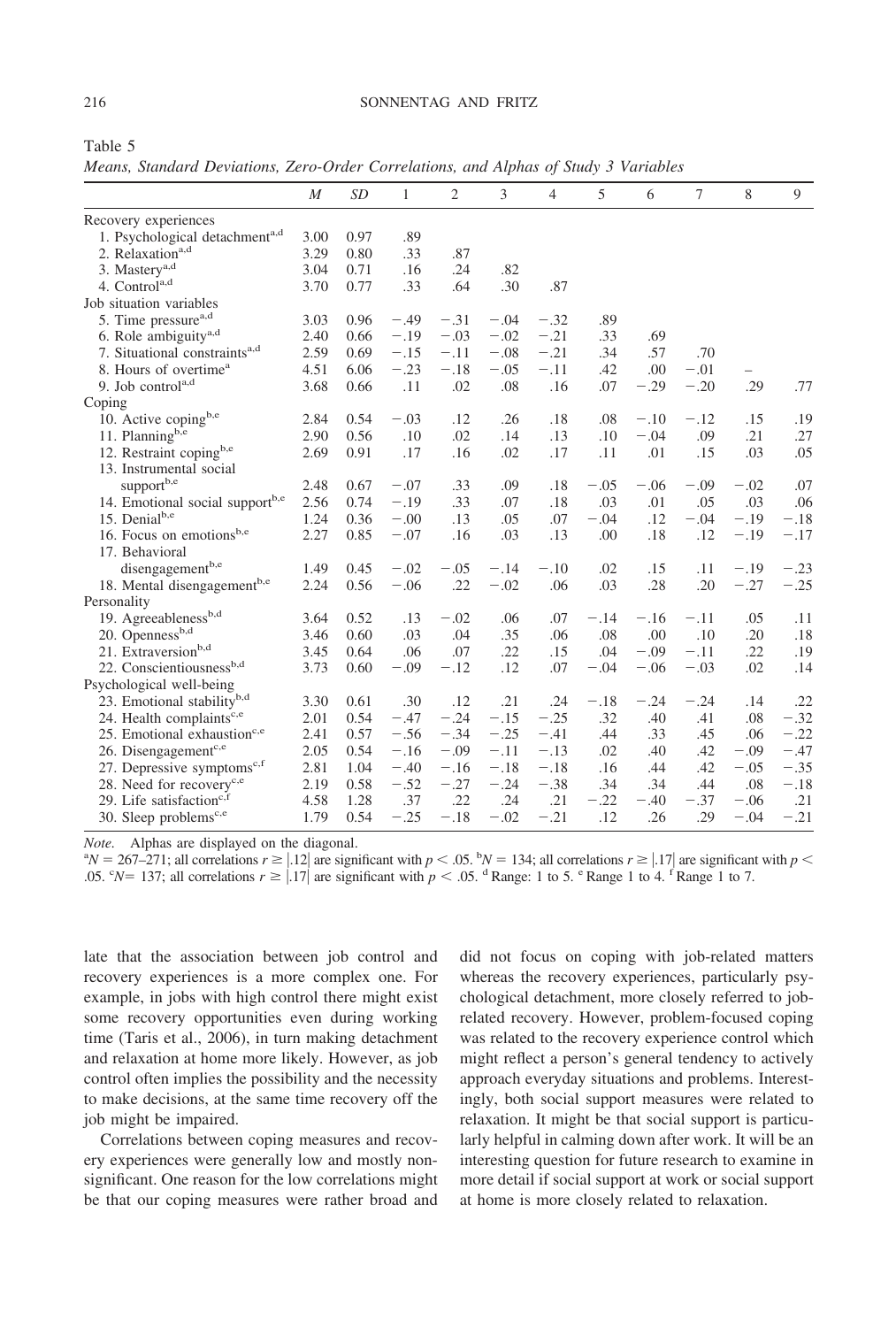Table 5

*Means, Standard Deviations, Zero-Order Correlations, and Alphas of Study 3 Variables*

| | *M* | *SD* | 1 | 2 | 3 | 4 | 5 | 6 | 7 | 8 | 9 |
|---|---|---|---|---|---|---|---|---|---|---|---|
| Recovery experiences | | | | | | | | | | | |
| 1. Psychological detachment[a,d] | 3.00 | 0.97 | .89 | | | | | | | | |
| 2. Relaxation[a,d] | 3.29 | 0.80 | .33 | .87 | | | | | | | |
| 3. Mastery[a,d] | 3.04 | 0.71 | .16 | .24 | .82 | | | | | | |
| 4. Control[a,d] | 3.70 | 0.77 | .33 | .64 | .30 | .87 | | | | | |
| Job situation variables | | | | | | | | | | | |
| 5. Time pressure[a,d] | 3.03 | 0.96 | −.49 | −.31 | −.04 | −.32 | .89 | | | | |
| 6. Role ambiguity[a,d] | 2.40 | 0.66 | −.19 | −.03 | −.02 | −.21 | .33 | .69 | | | |
| 7. Situational constraints[a,d] | 2.59 | 0.69 | −.15 | −.11 | −.08 | −.21 | .34 | .57 | .70 | | |
| 8. Hours of overtime[a] | 4.51 | 6.06 | −.23 | −.18 | −.05 | −.11 | .42 | .00 | −.01 | – | |
| 9. Job control[a,d] | 3.68 | 0.66 | .11 | .02 | .08 | .16 | .07 | −.29 | −.20 | .29 | .77 |
| Coping | | | | | | | | | | | |
| 10. Active coping[b,e] | 2.84 | 0.54 | −.03 | .12 | .26 | .18 | .08 | −.10 | −.12 | .15 | .19 |
| 11. Planning[b,e] | 2.90 | 0.56 | .10 | .02 | .14 | .13 | .10 | −.04 | .09 | .21 | .27 |
| 12. Restraint coping[b,e] | 2.69 | 0.91 | .17 | .16 | .02 | .17 | .11 | .01 | .15 | .03 | .05 |
| 13. Instrumental social support[b,e] | 2.48 | 0.67 | −.07 | .33 | .09 | .18 | −.05 | −.06 | −.09 | −.02 | .07 |
| 14. Emotional social support[b,e] | 2.56 | 0.74 | −.19 | .33 | .07 | .18 | .03 | .01 | .05 | .03 | .06 |
| 15. Denial[b,e] | 1.24 | 0.36 | −.00 | .13 | .05 | .07 | −.04 | .12 | −.04 | −.19 | −.18 |
| 16. Focus on emotions[b,e] | 2.27 | 0.85 | −.07 | .16 | .03 | .13 | .00 | .18 | .12 | −.19 | −.17 |
| 17. Behavioral disengagement[b,e] | 1.49 | 0.45 | −.02 | −.05 | −.14 | −.10 | .02 | .15 | .11 | −.19 | −.23 |
| 18. Mental disengagement[b,e] | 2.24 | 0.56 | −.06 | .22 | −.02 | .06 | .03 | .28 | .20 | −.27 | −.25 |
| Personality | | | | | | | | | | | |
| 19. Agreeableness[b,d] | 3.64 | 0.52 | .13 | −.02 | .06 | .07 | −.14 | −.16 | −.11 | .05 | .11 |
| 20. Openness[b,d] | 3.46 | 0.60 | .03 | .04 | .35 | .06 | .08 | .00 | .10 | .20 | .18 |
| 21. Extraversion[b,d] | 3.45 | 0.64 | .06 | .07 | .22 | .15 | .04 | −.09 | −.11 | .22 | .19 |
| 22. Conscientiousness[b,d] | 3.73 | 0.60 | −.09 | −.12 | .12 | .07 | −.04 | −.06 | −.03 | .02 | .14 |
| Psychological well-being | | | | | | | | | | | |
| 23. Emotional stability[b,d] | 3.30 | 0.61 | .30 | .12 | .21 | .24 | −.18 | −.24 | −.24 | .14 | .22 |
| 24. Health complaints[c,e] | 2.01 | 0.54 | −.47 | −.24 | −.15 | −.25 | .32 | .40 | .41 | .08 | −.32 |
| 25. Emotional exhaustion[c,e] | 2.41 | 0.57 | −.56 | −.34 | −.25 | −.41 | .44 | .33 | .45 | .06 | −.22 |
| 26. Disengagement[c,e] | 2.05 | 0.54 | −.16 | −.09 | −.11 | −.13 | .02 | .40 | .42 | −.09 | −.47 |
| 27. Depressive symptoms[c,f] | 2.81 | 1.04 | −.40 | −.16 | −.18 | −.18 | .16 | .44 | .42 | −.05 | −.35 |
| 28. Need for recovery[c,e] | 2.19 | 0.58 | −.52 | −.27 | −.24 | −.38 | .34 | .34 | .44 | .08 | −.18 |
| 29. Life satisfaction[c,f] | 4.58 | 1.28 | .37 | .22 | .24 | .21 | −.22 | −.40 | −.37 | −.06 | .21 |
| 30. Sleep problems[c,e] | 1.79 | 0.54 | −.25 | −.18 | −.02 | −.21 | .12 | .26 | .29 | −.04 | −.21 |

*Note.* Alphas are displayed on the diagonal.
[a] $N = 267$–$271$; all correlations $r \geq |.12|$ are significant with $p < .05$. [b] $N = 134$; all correlations $r \geq |.17|$ are significant with $p < .05$. [c] $N = 137$; all correlations $r \geq |.17|$ are significant with $p < .05$. [d] Range: 1 to 5. [e] Range 1 to 4. [f] Range 1 to 7.

late that the association between job control and recovery experiences is a more complex one. For example, in jobs with high control there might exist some recovery opportunities even during working time (Taris et al., 2006), in turn making detachment and relaxation at home more likely. However, as job control often implies the possibility and the necessity to make decisions, at the same time recovery off the job might be impaired.

Correlations between coping measures and recovery experiences were generally low and mostly nonsignificant. One reason for the low correlations might be that our coping measures were rather broad and did not focus on coping with job-related matters whereas the recovery experiences, particularly psychological detachment, more closely referred to job-related recovery. However, problem-focused coping was related to the recovery experience control which might reflect a person's general tendency to actively approach everyday situations and problems. Interestingly, both social support measures were related to relaxation. It might be that social support is particularly helpful in calming down after work. It will be an interesting question for future research to examine in more detail if social support at work or social support at home is more closely related to relaxation.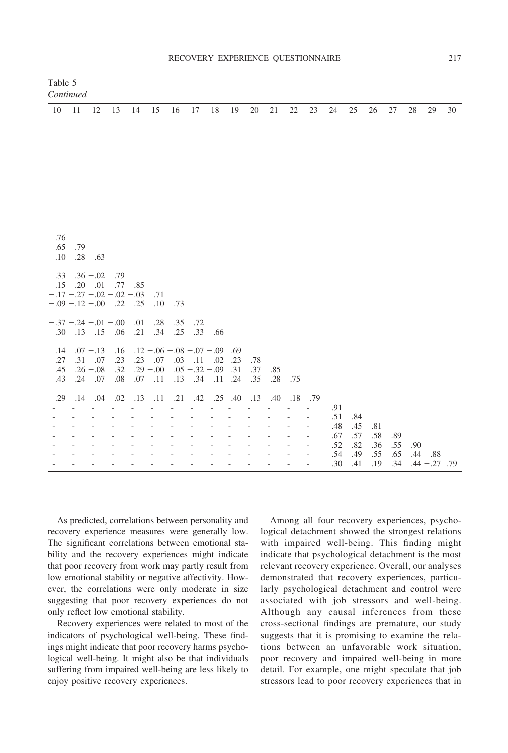Table 5
*Continued*

| 10 | 11 | 12 | 13 | 14 | 15 | 16 | 17 | 18 | 19 | 20 | 21 | 22 | 23 | 24 | 25 | 26 | 27 | 28 | 29 | 30 |
|---|---|---|---|---|---|---|---|---|---|---|---|---|---|---|---|---|---|---|---|---|
| .76 | | | | | | | | | | | | | | | | | | | | |
| .65 | .79 | | | | | | | | | | | | | | | | | | | |
| .10 | .28 | .63 | | | | | | | | | | | | | | | | | | |
| .33 | .36 | −.02 | .79 | | | | | | | | | | | | | | | | | |
| .15 | .20 | −.01 | .77 | .85 | | | | | | | | | | | | | | | | |
| −.17 | −.27 | −.02 | −.02 | −.03 | .71 | | | | | | | | | | | | | | | |
| −.09 | −.12 | −.00 | .22 | .25 | .10 | .73 | | | | | | | | | | | | | | |
| −.37 | −.24 | −.01 | −.00 | .01 | .28 | .35 | .72 | | | | | | | | | | | | | |
| −.30 | −.13 | .15 | .06 | .21 | .34 | .25 | .33 | .66 | | | | | | | | | | | | |
| .14 | .07 | −.13 | .16 | .12 | −.06 | −.08 | −.07 | −.09 | .69 | | | | | | | | | | | |
| .27 | .31 | .07 | .23 | .23 | −.07 | .03 | −.11 | .02 | .23 | .78 | | | | | | | | | | |
| .45 | .26 | −.08 | .32 | .29 | −.00 | .05 | −.32 | −.09 | .31 | .37 | .85 | | | | | | | | | |
| .43 | .24 | .07 | .08 | .07 | −.11 | −.13 | −.34 | −.11 | .24 | .35 | .28 | .75 | | | | | | | | |
| .29 | .14 | .04 | .02 | −.13 | −.11 | −.21 | −.42 | −.25 | .40 | .13 | .40 | .18 | .79 | | | | | | | |
| - | - | - | - | - | - | - | - | - | - | - | - | - | - | .91 | | | | | | |
| - | - | - | - | - | - | - | - | - | - | - | - | - | - | .51 | .84 | | | | | |
| - | - | - | - | - | - | - | - | - | - | - | - | - | - | .48 | .45 | .81 | | | | |
| - | - | - | - | - | - | - | - | - | - | - | - | - | - | .67 | .57 | .58 | .89 | | | |
| - | - | - | - | - | - | - | - | - | - | - | - | - | - | .52 | .82 | .36 | .55 | .90 | | |
| - | - | - | - | - | - | - | - | - | - | - | - | - | - | −.54 | −.49 | −.55 | −.65 | −.44 | .88 | |
| - | - | - | - | - | - | - | - | - | - | - | - | - | - | .30 | .41 | .19 | .34 | .44 | −.27 | .79 |

As predicted, correlations between personality and recovery experience measures were generally low. The significant correlations between emotional stability and the recovery experiences might indicate that poor recovery from work may partly result from low emotional stability or negative affectivity. However, the correlations were only moderate in size suggesting that poor recovery experiences do not only reflect low emotional stability.

Recovery experiences were related to most of the indicators of psychological well-being. These findings might indicate that poor recovery harms psychological well-being. It might also be that individuals suffering from impaired well-being are less likely to enjoy positive recovery experiences.

Among all four recovery experiences, psychological detachment showed the strongest relations with impaired well-being. This finding might indicate that psychological detachment is the most relevant recovery experience. Overall, our analyses demonstrated that recovery experiences, particularly psychological detachment and control were associated with job stressors and well-being. Although any causal inferences from these cross-sectional findings are premature, our study suggests that it is promising to examine the relations between an unfavorable work situation, poor recovery and impaired well-being in more detail. For example, one might speculate that job stressors lead to poor recovery experiences that in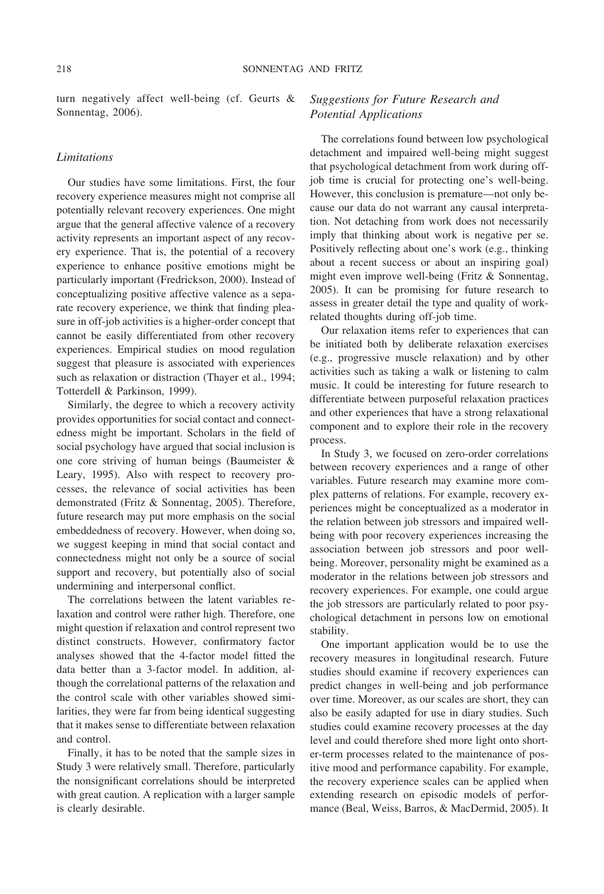turn negatively affect well-being (cf. Geurts & Sonnentag, 2006).

### Limitations

Our studies have some limitations. First, the four recovery experience measures might not comprise all potentially relevant recovery experiences. One might argue that the general affective valence of a recovery activity represents an important aspect of any recovery experience. That is, the potential of a recovery experience to enhance positive emotions might be particularly important (Fredrickson, 2000). Instead of conceptualizing positive affective valence as a separate recovery experience, we think that finding pleasure in off-job activities is a higher-order concept that cannot be easily differentiated from other recovery experiences. Empirical studies on mood regulation suggest that pleasure is associated with experiences such as relaxation or distraction (Thayer et al., 1994; Totterdell & Parkinson, 1999).

Similarly, the degree to which a recovery activity provides opportunities for social contact and connectedness might be important. Scholars in the field of social psychology have argued that social inclusion is one core striving of human beings (Baumeister & Leary, 1995). Also with respect to recovery processes, the relevance of social activities has been demonstrated (Fritz & Sonnentag, 2005). Therefore, future research may put more emphasis on the social embeddedness of recovery. However, when doing so, we suggest keeping in mind that social contact and connectedness might not only be a source of social support and recovery, but potentially also of social undermining and interpersonal conflict.

The correlations between the latent variables relaxation and control were rather high. Therefore, one might question if relaxation and control represent two distinct constructs. However, confirmatory factor analyses showed that the 4-factor model fitted the data better than a 3-factor model. In addition, although the correlational patterns of the relaxation and the control scale with other variables showed similarities, they were far from being identical suggesting that it makes sense to differentiate between relaxation and control.

Finally, it has to be noted that the sample sizes in Study 3 were relatively small. Therefore, particularly the nonsignificant correlations should be interpreted with great caution. A replication with a larger sample is clearly desirable.

### Suggestions for Future Research and Potential Applications

The correlations found between low psychological detachment and impaired well-being might suggest that psychological detachment from work during off-job time is crucial for protecting one's well-being. However, this conclusion is premature—not only because our data do not warrant any causal interpretation. Not detaching from work does not necessarily imply that thinking about work is negative per se. Positively reflecting about one's work (e.g., thinking about a recent success or about an inspiring goal) might even improve well-being (Fritz & Sonnentag, 2005). It can be promising for future research to assess in greater detail the type and quality of work-related thoughts during off-job time.

Our relaxation items refer to experiences that can be initiated both by deliberate relaxation exercises (e.g., progressive muscle relaxation) and by other activities such as taking a walk or listening to calm music. It could be interesting for future research to differentiate between purposeful relaxation practices and other experiences that have a strong relaxational component and to explore their role in the recovery process.

In Study 3, we focused on zero-order correlations between recovery experiences and a range of other variables. Future research may examine more complex patterns of relations. For example, recovery experiences might be conceptualized as a moderator in the relation between job stressors and impaired well-being with poor recovery experiences increasing the association between job stressors and poor well-being. Moreover, personality might be examined as a moderator in the relations between job stressors and recovery experiences. For example, one could argue the job stressors are particularly related to poor psychological detachment in persons low on emotional stability.

One important application would be to use the recovery measures in longitudinal research. Future studies should examine if recovery experiences can predict changes in well-being and job performance over time. Moreover, as our scales are short, they can also be easily adapted for use in diary studies. Such studies could examine recovery processes at the day level and could therefore shed more light onto shorter-term processes related to the maintenance of positive mood and performance capability. For example, the recovery experience scales can be applied when extending research on episodic models of performance (Beal, Weiss, Barros, & MacDermid, 2005). It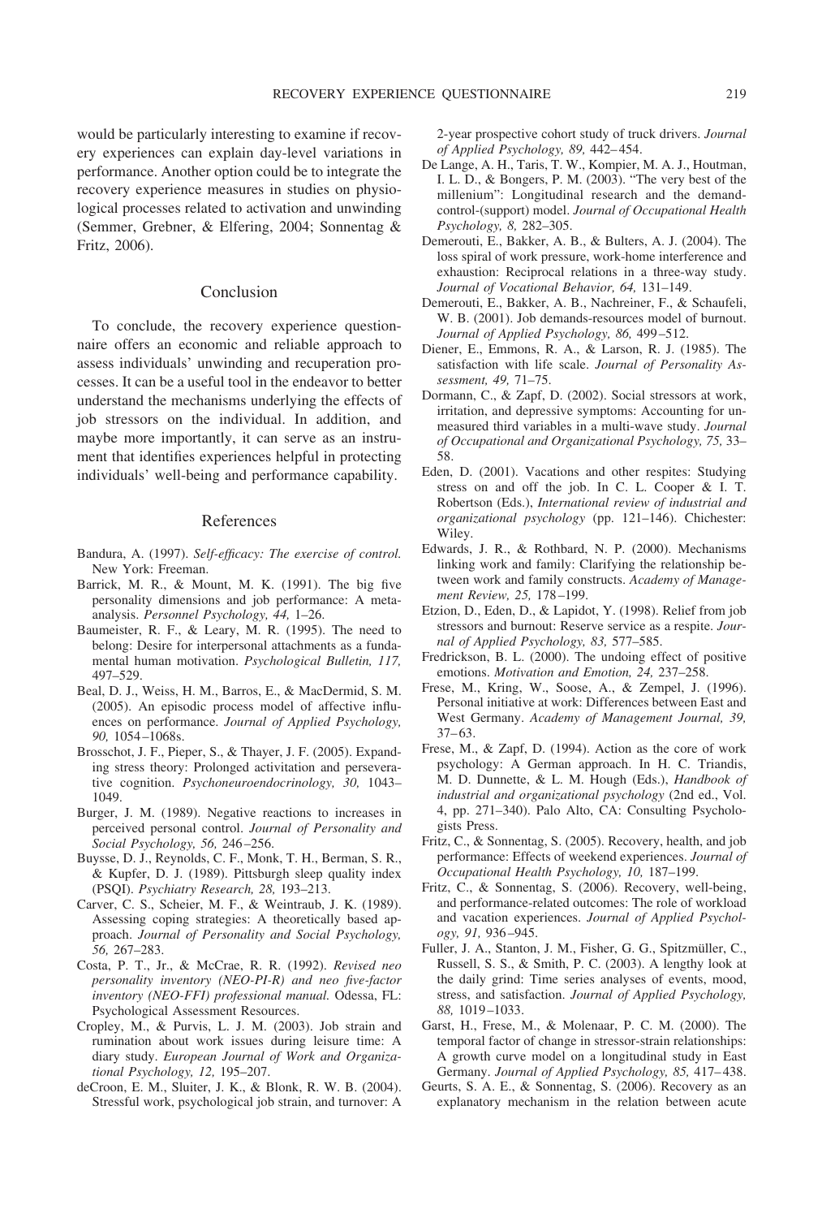would be particularly interesting to examine if recovery experiences can explain day-level variations in performance. Another option could be to integrate the recovery experience measures in studies on physiological processes related to activation and unwinding (Semmer, Grebner, & Elfering, 2004; Sonnentag & Fritz, 2006).

## Conclusion

To conclude, the recovery experience questionnaire offers an economic and reliable approach to assess individuals' unwinding and recuperation processes. It can be a useful tool in the endeavor to better understand the mechanisms underlying the effects of job stressors on the individual. In addition, and maybe more importantly, it can serve as an instrument that identifies experiences helpful in protecting individuals' well-being and performance capability.

## References

Bandura, A. (1997). *Self-efficacy: The exercise of control.* New York: Freeman.

Barrick, M. R., & Mount, M. K. (1991). The big five personality dimensions and job performance: A meta-analysis. *Personnel Psychology, 44,* 1–26.

Baumeister, R. F., & Leary, M. R. (1995). The need to belong: Desire for interpersonal attachments as a fundamental human motivation. *Psychological Bulletin, 117,* 497–529.

Beal, D. J., Weiss, H. M., Barros, E., & MacDermid, S. M. (2005). An episodic process model of affective influences on performance. *Journal of Applied Psychology, 90,* 1054–1068s.

Brosschot, J. F., Pieper, S., & Thayer, J. F. (2005). Expanding stress theory: Prolonged activitation and perseverative cognition. *Psychoneuroendocrinology, 30,* 1043–1049.

Burger, J. M. (1989). Negative reactions to increases in perceived personal control. *Journal of Personality and Social Psychology, 56,* 246–256.

Buysse, D. J., Reynolds, C. F., Monk, T. H., Berman, S. R., & Kupfer, D. J. (1989). Pittsburgh sleep quality index (PSQI). *Psychiatry Research, 28,* 193–213.

Carver, C. S., Scheier, M. F., & Weintraub, J. K. (1989). Assessing coping strategies: A theoretically based approach. *Journal of Personality and Social Psychology, 56,* 267–283.

Costa, P. T., Jr., & McCrae, R. R. (1992). *Revised neo personality inventory (NEO-PI-R) and neo five-factor inventory (NEO-FFI) professional manual.* Odessa, FL: Psychological Assessment Resources.

Cropley, M., & Purvis, L. J. M. (2003). Job strain and rumination about work issues during leisure time: A diary study. *European Journal of Work and Organizational Psychology, 12,* 195–207.

deCroon, E. M., Sluiter, J. K., & Blonk, R. W. B. (2004). Stressful work, psychological job strain, and turnover: A 2-year prospective cohort study of truck drivers. *Journal of Applied Psychology, 89,* 442–454.

De Lange, A. H., Taris, T. W., Kompier, M. A. J., Houtman, I. L. D., & Bongers, P. M. (2003). "The very best of the millenium": Longitudinal research and the demand-control-(support) model. *Journal of Occupational Health Psychology, 8,* 282–305.

Demerouti, E., Bakker, A. B., & Bulters, A. J. (2004). The loss spiral of work pressure, work-home interference and exhaustion: Reciprocal relations in a three-way study. *Journal of Vocational Behavior, 64,* 131–149.

Demerouti, E., Bakker, A. B., Nachreiner, F., & Schaufeli, W. B. (2001). Job demands-resources model of burnout. *Journal of Applied Psychology, 86,* 499–512.

Diener, E., Emmons, R. A., & Larson, R. J. (1985). The satisfaction with life scale. *Journal of Personality Assessment, 49,* 71–75.

Dormann, C., & Zapf, D. (2002). Social stressors at work, irritation, and depressive symptoms: Accounting for unmeasured third variables in a multi-wave study. *Journal of Occupational and Organizational Psychology, 75,* 33–58.

Eden, D. (2001). Vacations and other respites: Studying stress on and off the job. In C. L. Cooper & I. T. Robertson (Eds.), *International review of industrial and organizational psychology* (pp. 121–146). Chichester: Wiley.

Edwards, J. R., & Rothbard, N. P. (2000). Mechanisms linking work and family: Clarifying the relationship between work and family constructs. *Academy of Management Review, 25,* 178–199.

Etzion, D., Eden, D., & Lapidot, Y. (1998). Relief from job stressors and burnout: Reserve service as a respite. *Journal of Applied Psychology, 83,* 577–585.

Fredrickson, B. L. (2000). The undoing effect of positive emotions. *Motivation and Emotion, 24,* 237–258.

Frese, M., Kring, W., Soose, A., & Zempel, J. (1996). Personal initiative at work: Differences between East and West Germany. *Academy of Management Journal, 39,* 37–63.

Frese, M., & Zapf, D. (1994). Action as the core of work psychology: A German approach. In H. C. Triandis, M. D. Dunnette, & L. M. Hough (Eds.), *Handbook of industrial and organizational psychology* (2nd ed., Vol. 4, pp. 271–340). Palo Alto, CA: Consulting Psychologists Press.

Fritz, C., & Sonnentag, S. (2005). Recovery, health, and job performance: Effects of weekend experiences. *Journal of Occupational Health Psychology, 10,* 187–199.

Fritz, C., & Sonnentag, S. (2006). Recovery, well-being, and performance-related outcomes: The role of workload and vacation experiences. *Journal of Applied Psychology, 91,* 936–945.

Fuller, J. A., Stanton, J. M., Fisher, G. G., Spitzmüller, C., Russell, S. S., & Smith, P. C. (2003). A lengthy look at the daily grind: Time series analyses of events, mood, stress, and satisfaction. *Journal of Applied Psychology, 88,* 1019–1033.

Garst, H., Frese, M., & Molenaar, P. C. M. (2000). The temporal factor of change in stressor-strain relationships: A growth curve model on a longitudinal study in East Germany. *Journal of Applied Psychology, 85,* 417–438.

Geurts, S. A. E., & Sonnentag, S. (2006). Recovery as an explanatory mechanism in the relation between acute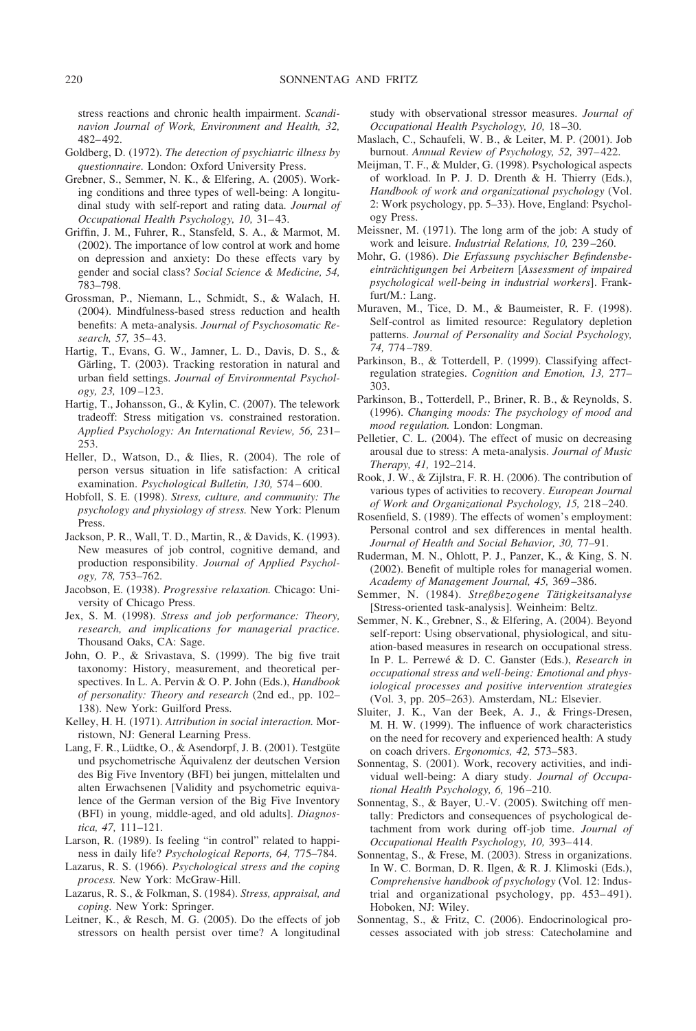stress reactions and chronic health impairment. *Scandinavion Journal of Work, Environment and Health, 32,* 482–492.

Goldberg, D. (1972). *The detection of psychiatric illness by questionnaire.* London: Oxford University Press.

Grebner, S., Semmer, N. K., & Elfering, A. (2005). Working conditions and three types of well-being: A longitudinal study with self-report and rating data. *Journal of Occupational Health Psychology, 10,* 31–43.

Griffin, J. M., Fuhrer, R., Stansfeld, S. A., & Marmot, M. (2002). The importance of low control at work and home on depression and anxiety: Do these effects vary by gender and social class? *Social Science & Medicine, 54,* 783–798.

Grossman, P., Niemann, L., Schmidt, S., & Walach, H. (2004). Mindfulness-based stress reduction and health benefits: A meta-analysis. *Journal of Psychosomatic Research, 57,* 35–43.

Hartig, T., Evans, G. W., Jamner, L. D., Davis, D. S., & Gärling, T. (2003). Tracking restoration in natural and urban field settings. *Journal of Environmental Psychology, 23,* 109–123.

Hartig, T., Johansson, G., & Kylin, C. (2007). The telework tradeoff: Stress mitigation vs. constrained restoration. *Applied Psychology: An International Review, 56,* 231–253.

Heller, D., Watson, D., & Ilies, R. (2004). The role of person versus situation in life satisfaction: A critical examination. *Psychological Bulletin, 130,* 574–600.

Hobfoll, S. E. (1998). *Stress, culture, and community: The psychology and physiology of stress.* New York: Plenum Press.

Jackson, P. R., Wall, T. D., Martin, R., & Davids, K. (1993). New measures of job control, cognitive demand, and production responsibility. *Journal of Applied Psychology, 78,* 753–762.

Jacobson, E. (1938). *Progressive relaxation.* Chicago: University of Chicago Press.

Jex, S. M. (1998). *Stress and job performance: Theory, research, and implications for managerial practice.* Thousand Oaks, CA: Sage.

John, O. P., & Srivastava, S. (1999). The big five trait taxonomy: History, measurement, and theoretical perspectives. In L. A. Pervin & O. P. John (Eds.), *Handbook of personality: Theory and research* (2nd ed., pp. 102–138). New York: Guilford Press.

Kelley, H. H. (1971). *Attribution in social interaction.* Morristown, NJ: General Learning Press.

Lang, F. R., Lüdtke, O., & Asendorpf, J. B. (2001). Testgüte und psychometrische Äquivalenz der deutschen Version des Big Five Inventory (BFI) bei jungen, mittelalten und alten Erwachsenen [Validity and psychometric equivalence of the German version of the Big Five Inventory (BFI) in young, middle-aged, and old adults]. *Diagnostica, 47,* 111–121.

Larson, R. (1989). Is feeling "in control" related to happiness in daily life? *Psychological Reports, 64,* 775–784.

Lazarus, R. S. (1966). *Psychological stress and the coping process.* New York: McGraw-Hill.

Lazarus, R. S., & Folkman, S. (1984). *Stress, appraisal, and coping.* New York: Springer.

Leitner, K., & Resch, M. G. (2005). Do the effects of job stressors on health persist over time? A longitudinal study with observational stressor measures. *Journal of Occupational Health Psychology, 10,* 18–30.

Maslach, C., Schaufeli, W. B., & Leiter, M. P. (2001). Job burnout. *Annual Review of Psychology, 52,* 397–422.

Meijman, T. F., & Mulder, G. (1998). Psychological aspects of workload. In P. J. D. Drenth & H. Thierry (Eds.), *Handbook of work and organizational psychology* (Vol. 2: Work psychology, pp. 5–33). Hove, England: Psychology Press.

Meissner, M. (1971). The long arm of the job: A study of work and leisure. *Industrial Relations, 10,* 239–260.

Mohr, G. (1986). *Die Erfassung psychischer Befindensbeeinträchtigungen bei Arbeitern* [*Assessment of impaired psychological well-being in industrial workers*]. Frankfurt/M.: Lang.

Muraven, M., Tice, D. M., & Baumeister, R. F. (1998). Self-control as limited resource: Regulatory depletion patterns. *Journal of Personality and Social Psychology, 74,* 774–789.

Parkinson, B., & Totterdell, P. (1999). Classifying affect-regulation strategies. *Cognition and Emotion, 13,* 277–303.

Parkinson, B., Totterdell, P., Briner, R. B., & Reynolds, S. (1996). *Changing moods: The psychology of mood and mood regulation.* London: Longman.

Pelletier, C. L. (2004). The effect of music on decreasing arousal due to stress: A meta-analysis. *Journal of Music Therapy, 41,* 192–214.

Rook, J. W., & Zijlstra, F. R. H. (2006). The contribution of various types of activities to recovery. *European Journal of Work and Organizational Psychology, 15,* 218–240.

Rosenfield, S. (1989). The effects of women's employment: Personal control and sex differences in mental health. *Journal of Health and Social Behavior, 30,* 77–91.

Ruderman, M. N., Ohlott, P. J., Panzer, K., & King, S. N. (2002). Benefit of multiple roles for managerial women. *Academy of Management Journal, 45,* 369–386.

Semmer, N. (1984). *Streßbezogene Tätigkeitsanalyse* [Stress-oriented task-analysis]. Weinheim: Beltz.

Semmer, N. K., Grebner, S., & Elfering, A. (2004). Beyond self-report: Using observational, physiological, and situation-based measures in research on occupational stress. In P. L. Perrewé & D. C. Ganster (Eds.), *Research in occupational stress and well-being: Emotional and physiological processes and positive intervention strategies* (Vol. 3, pp. 205–263). Amsterdam, NL: Elsevier.

Sluiter, J. K., Van der Beek, A. J., & Frings-Dresen, M. H. W. (1999). The influence of work characteristics on the need for recovery and experienced health: A study on coach drivers. *Ergonomics, 42,* 573–583.

Sonnentag, S. (2001). Work, recovery activities, and individual well-being: A diary study. *Journal of Occupational Health Psychology, 6,* 196–210.

Sonnentag, S., & Bayer, U.-V. (2005). Switching off mentally: Predictors and consequences of psychological detachment from work during off-job time. *Journal of Occupational Health Psychology, 10,* 393–414.

Sonnentag, S., & Frese, M. (2003). Stress in organizations. In W. C. Borman, D. R. Ilgen, & R. J. Klimoski (Eds.), *Comprehensive handbook of psychology* (Vol. 12: Industrial and organizational psychology, pp. 453–491). Hoboken, NJ: Wiley.

Sonnentag, S., & Fritz, C. (2006). Endocrinological processes associated with job stress: Catecholamine and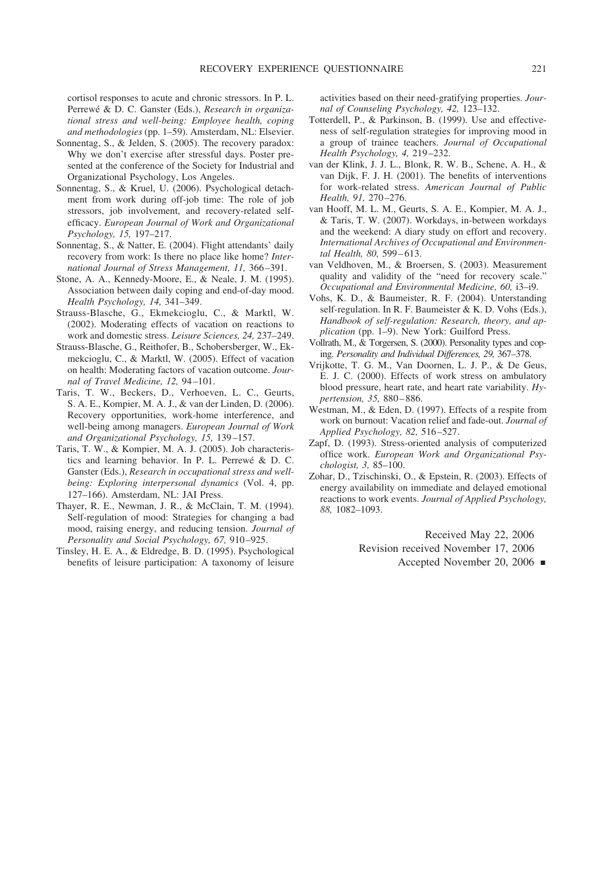cortisol responses to acute and chronic stressors. In P. L. Perrewé & D. C. Ganster (Eds.), *Research in organizational stress and well-being: Employee health, coping and methodologies* (pp. 1–59). Amsterdam, NL: Elsevier.

Sonnentag, S., & Jelden, S. (2005). The recovery paradox: Why we don't exercise after stressful days. Poster presented at the conference of the Society for Industrial and Organizational Psychology, Los Angeles.

Sonnentag, S., & Kruel, U. (2006). Psychological detachment from work during off-job time: The role of job stressors, job involvement, and recovery-related self-efficacy. *European Journal of Work and Organizational Psychology, 15,* 197–217.

Sonnentag, S., & Natter, E. (2004). Flight attendants' daily recovery from work: Is there no place like home? *International Journal of Stress Management, 11,* 366–391.

Stone, A. A., Kennedy-Moore, E., & Neale, J. M. (1995). Association between daily coping and end-of-day mood. *Health Psychology, 14,* 341–349.

Strauss-Blasche, G., Ekmekcioglu, C., & Marktl, W. (2002). Moderating effects of vacation on reactions to work and domestic stress. *Leisure Sciences, 24,* 237–249.

Strauss-Blasche, G., Reithofer, B., Schobersberger, W., Ekmekcioglu, C., & Marktl, W. (2005). Effect of vacation on health: Moderating factors of vacation outcome. *Journal of Travel Medicine, 12,* 94–101.

Taris, T. W., Beckers, D., Verhoeven, L. C., Geurts, S. A. E., Kompier, M. A. J., & van der Linden, D. (2006). Recovery opportunities, work-home interference, and well-being among managers. *European Journal of Work and Organizational Psychology, 15,* 139–157.

Taris, T. W., & Kompier, M. A. J. (2005). Job characteristics and learning behavior. In P. L. Perrewé & D. C. Ganster (Eds.), *Research in occupational stress and well-being: Exploring interpersonal dynamics* (Vol. 4, pp. 127–166). Amsterdam, NL: JAI Press.

Thayer, R. E., Newman, J. R., & McClain, T. M. (1994). Self-regulation of mood: Strategies for changing a bad mood, raising energy, and reducing tension. *Journal of Personality and Social Psychology, 67,* 910–925.

Tinsley, H. E. A., & Eldredge, B. D. (1995). Psychological benefits of leisure participation: A taxonomy of leisure activities based on their need-gratifying properties. *Journal of Counseling Psychology, 42,* 123–132.

Totterdell, P., & Parkinson, B. (1999). Use and effectiveness of self-regulation strategies for improving mood in a group of trainee teachers. *Journal of Occupational Health Psychology, 4,* 219–232.

van der Klink, J. J. L., Blonk, R. W. B., Schene, A. H., & van Dijk, F. J. H. (2001). The benefits of interventions for work-related stress. *American Journal of Public Health, 91,* 270–276.

van Hooff, M. L. M., Geurts, S. A. E., Kompier, M. A. J., & Taris, T. W. (2007). Workdays, in-between workdays and the weekend: A diary study on effort and recovery. *International Archives of Occupational and Environmental Health, 80,* 599–613.

van Veldhoven, M., & Broersen, S. (2003). Measurement quality and validity of the "need for recovery scale." *Occupational and Environmental Medicine, 60,* i3–i9.

Vohs, K. D., & Baumeister, R. F. (2004). Unterstanding self-regulation. In R. F. Baumeister & K. D. Vohs (Eds.), *Handbook of self-regulation: Research, theory, and application* (pp. 1–9). New York: Guilford Press.

Vollrath, M., & Torgersen, S. (2000). Personality types and coping. *Personality and Individual Differences, 29,* 367–378.

Vrijkotte, T. G. M., Van Doornen, L. J. P., & De Geus, E. J. C. (2000). Effects of work stress on ambulatory blood pressure, heart rate, and heart rate variability. *Hypertension, 35,* 880–886.

Westman, M., & Eden, D. (1997). Effects of a respite from work on burnout: Vacation relief and fade-out. *Journal of Applied Psychology, 82,* 516–527.

Zapf, D. (1993). Stress-oriented analysis of computerized office work. *European Work and Organizational Psychologist, 3,* 85–100.

Zohar, D., Tzischinski, O., & Epstein, R. (2003). Effects of energy availability on immediate and delayed emotional reactions to work events. *Journal of Applied Psychology, 88,* 1082–1093.

Received May 22, 2006
Revision received November 17, 2006
Accepted November 20, 2006 ■